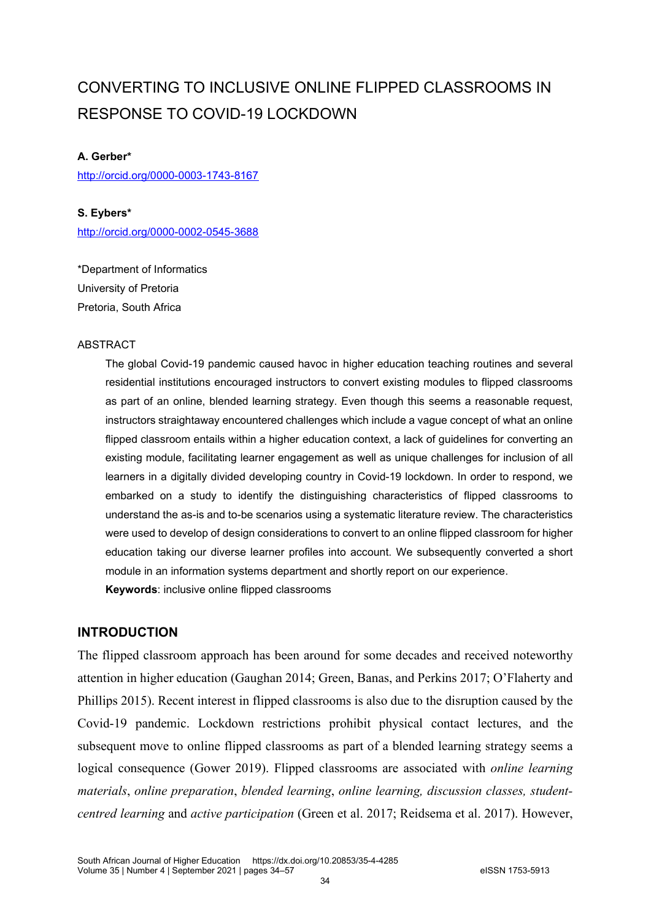# CONVERTING TO INCLUSIVE ONLINE FLIPPED CLASSROOMS IN RESPONSE TO COVID-19 LOCKDOWN

**A. Gerber***

http://orcid.org/0000-0003-1743-8167

**S. Eybers***

http://orcid.org/0000-0002-0545-3688

*Department of Informatics
University of Pretoria
Pretoria, South Africa

## ABSTRACT

The global Covid-19 pandemic caused havoc in higher education teaching routines and several residential institutions encouraged instructors to convert existing modules to flipped classrooms as part of an online, blended learning strategy. Even though this seems a reasonable request, instructors straightaway encountered challenges which include a vague concept of what an online flipped classroom entails within a higher education context, a lack of guidelines for converting an existing module, facilitating learner engagement as well as unique challenges for inclusion of all learners in a digitally divided developing country in Covid-19 lockdown. In order to respond, we embarked on a study to identify the distinguishing characteristics of flipped classrooms to understand the as-is and to-be scenarios using a systematic literature review. The characteristics were used to develop of design considerations to convert to an online flipped classroom for higher education taking our diverse learner profiles into account. We subsequently converted a short module in an information systems department and shortly report on our experience.

**Keywords**: inclusive online flipped classrooms

## INTRODUCTION

The flipped classroom approach has been around for some decades and received noteworthy attention in higher education (Gaughan 2014; Green, Banas, and Perkins 2017; O'Flaherty and Phillips 2015). Recent interest in flipped classrooms is also due to the disruption caused by the Covid-19 pandemic. Lockdown restrictions prohibit physical contact lectures, and the subsequent move to online flipped classrooms as part of a blended learning strategy seems a logical consequence (Gower 2019). Flipped classrooms are associated with *online learning materials*, *online preparation*, *blended learning*, *online learning, discussion classes, student-centred learning* and *active participation* (Green et al. 2017; Reidsema et al. 2017). However,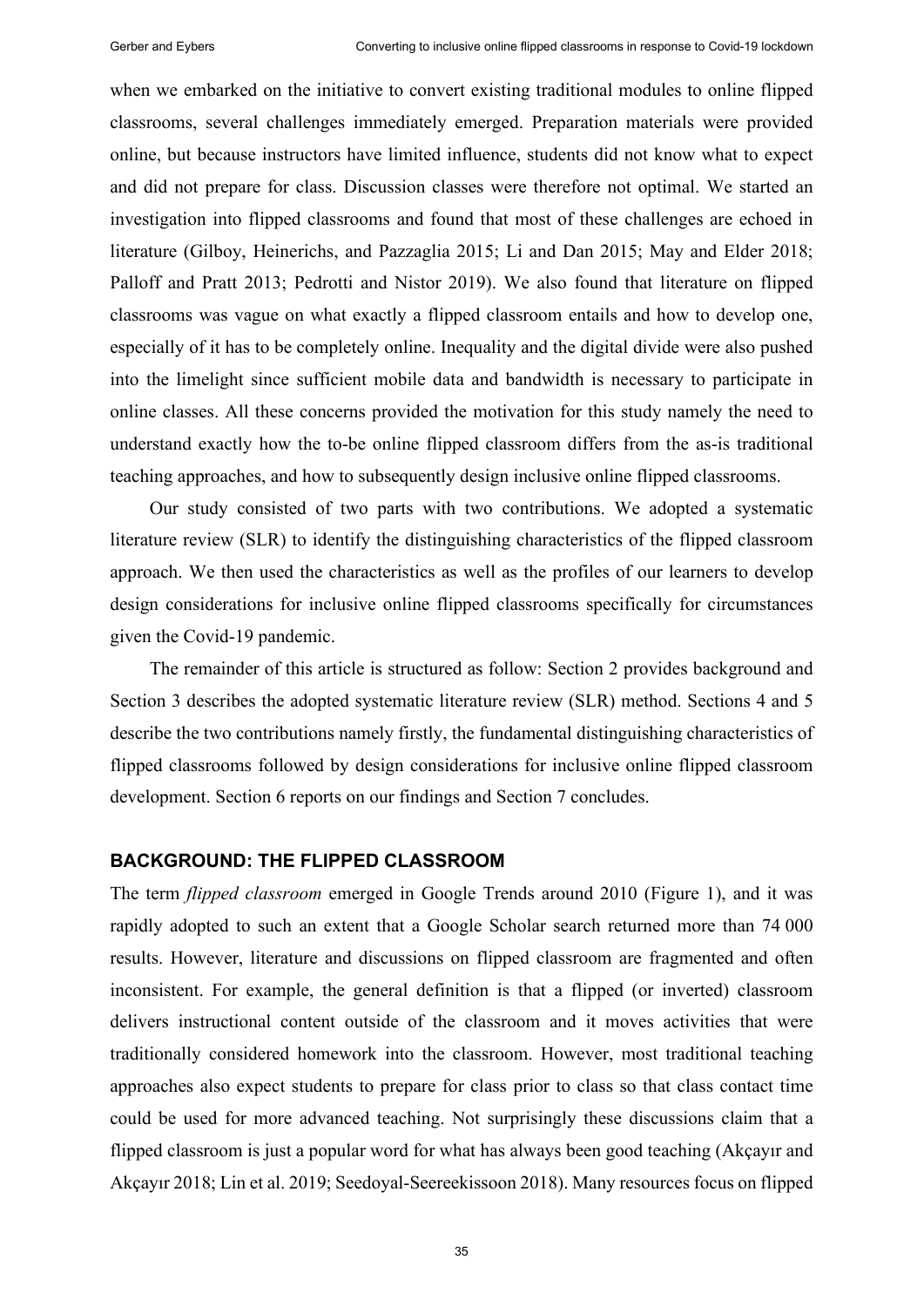when we embarked on the initiative to convert existing traditional modules to online flipped classrooms, several challenges immediately emerged. Preparation materials were provided online, but because instructors have limited influence, students did not know what to expect and did not prepare for class. Discussion classes were therefore not optimal. We started an investigation into flipped classrooms and found that most of these challenges are echoed in literature (Gilboy, Heinerichs, and Pazzaglia 2015; Li and Dan 2015; May and Elder 2018; Palloff and Pratt 2013; Pedrotti and Nistor 2019). We also found that literature on flipped classrooms was vague on what exactly a flipped classroom entails and how to develop one, especially of it has to be completely online. Inequality and the digital divide were also pushed into the limelight since sufficient mobile data and bandwidth is necessary to participate in online classes. All these concerns provided the motivation for this study namely the need to understand exactly how the to-be online flipped classroom differs from the as-is traditional teaching approaches, and how to subsequently design inclusive online flipped classrooms.

Our study consisted of two parts with two contributions. We adopted a systematic literature review (SLR) to identify the distinguishing characteristics of the flipped classroom approach. We then used the characteristics as well as the profiles of our learners to develop design considerations for inclusive online flipped classrooms specifically for circumstances given the Covid-19 pandemic.

The remainder of this article is structured as follow: Section 2 provides background and Section 3 describes the adopted systematic literature review (SLR) method. Sections 4 and 5 describe the two contributions namely firstly, the fundamental distinguishing characteristics of flipped classrooms followed by design considerations for inclusive online flipped classroom development. Section 6 reports on our findings and Section 7 concludes.

## BACKGROUND: THE FLIPPED CLASSROOM

The term *flipped classroom* emerged in Google Trends around 2010 (Figure 1), and it was rapidly adopted to such an extent that a Google Scholar search returned more than 74 000 results. However, literature and discussions on flipped classroom are fragmented and often inconsistent. For example, the general definition is that a flipped (or inverted) classroom delivers instructional content outside of the classroom and it moves activities that were traditionally considered homework into the classroom. However, most traditional teaching approaches also expect students to prepare for class prior to class so that class contact time could be used for more advanced teaching. Not surprisingly these discussions claim that a flipped classroom is just a popular word for what has always been good teaching (Akçayır and Akçayır 2018; Lin et al. 2019; Seedoyal-Seereekissoon 2018). Many resources focus on flipped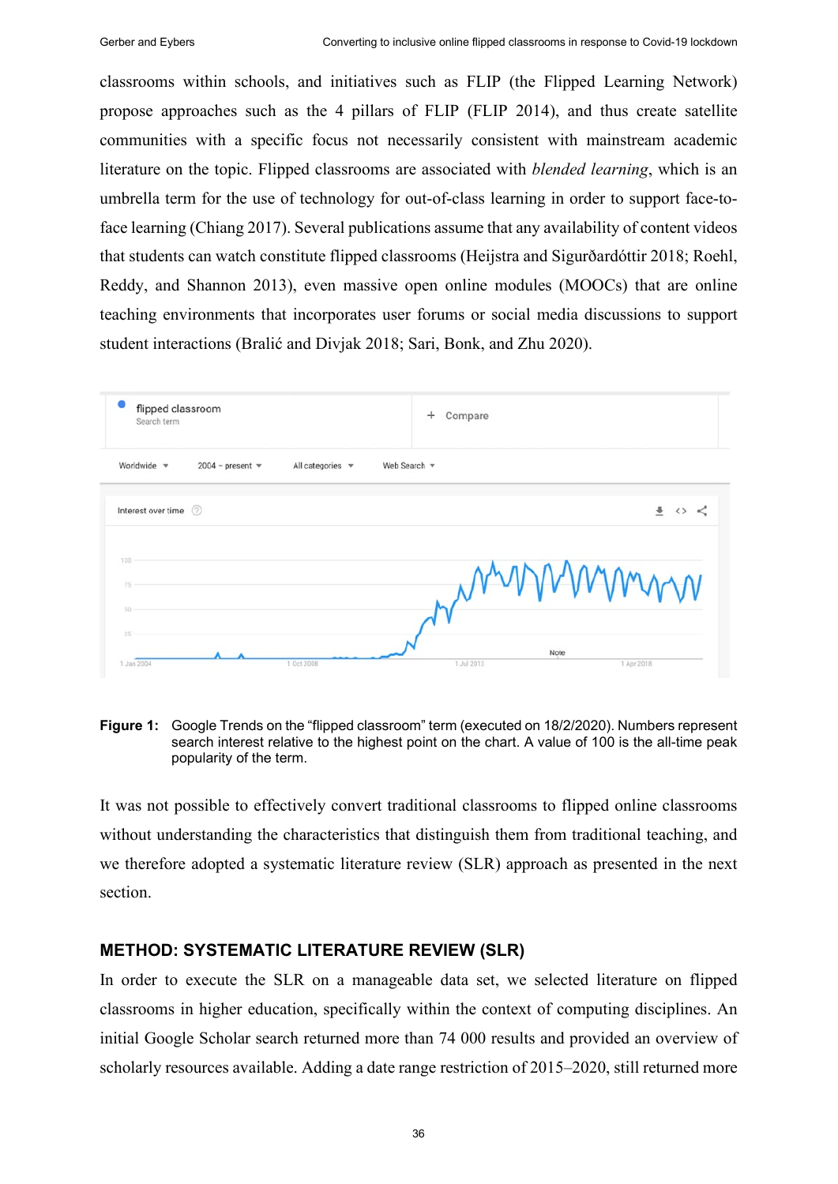classrooms within schools, and initiatives such as FLIP (the Flipped Learning Network) propose approaches such as the 4 pillars of FLIP (FLIP 2014), and thus create satellite communities with a specific focus not necessarily consistent with mainstream academic literature on the topic. Flipped classrooms are associated with *blended learning*, which is an umbrella term for the use of technology for out-of-class learning in order to support face-to-face learning (Chiang 2017). Several publications assume that any availability of content videos that students can watch constitute flipped classrooms (Heijstra and Sigurðardóttir 2018; Roehl, Reddy, and Shannon 2013), even massive open online modules (MOOCs) that are online teaching environments that incorporates user forums or social media discussions to support student interactions (Bralić and Divjak 2018; Sari, Bonk, and Zhu 2020).

**Figure 1:** Google Trends on the "flipped classroom" term (executed on 18/2/2020). Numbers represent search interest relative to the highest point on the chart. A value of 100 is the all-time peak popularity of the term.

It was not possible to effectively convert traditional classrooms to flipped online classrooms without understanding the characteristics that distinguish them from traditional teaching, and we therefore adopted a systematic literature review (SLR) approach as presented in the next section.

## METHOD: SYSTEMATIC LITERATURE REVIEW (SLR)

In order to execute the SLR on a manageable data set, we selected literature on flipped classrooms in higher education, specifically within the context of computing disciplines. An initial Google Scholar search returned more than 74 000 results and provided an overview of scholarly resources available. Adding a date range restriction of 2015–2020, still returned more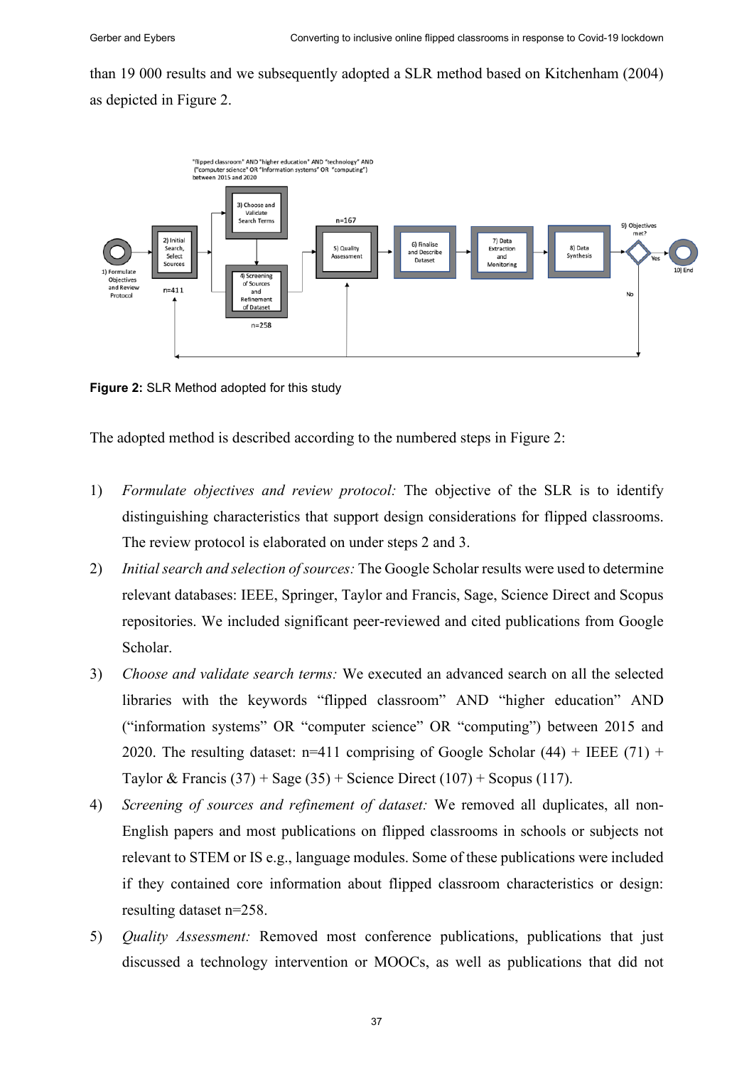than 19 000 results and we subsequently adopted a SLR method based on Kitchenham (2004) as depicted in Figure 2.

**Figure 2:** SLR Method adopted for this study

The adopted method is described according to the numbered steps in Figure 2:

1) *Formulate objectives and review protocol:* The objective of the SLR is to identify distinguishing characteristics that support design considerations for flipped classrooms. The review protocol is elaborated on under steps 2 and 3.
2) *Initial search and selection of sources:* The Google Scholar results were used to determine relevant databases: IEEE, Springer, Taylor and Francis, Sage, Science Direct and Scopus repositories. We included significant peer-reviewed and cited publications from Google Scholar.
3) *Choose and validate search terms:* We executed an advanced search on all the selected libraries with the keywords "flipped classroom" AND "higher education" AND ("information systems" OR "computer science" OR "computing") between 2015 and 2020. The resulting dataset: n=411 comprising of Google Scholar (44) + IEEE (71) + Taylor & Francis (37) + Sage (35) + Science Direct (107) + Scopus (117).
4) *Screening of sources and refinement of dataset:* We removed all duplicates, all non-English papers and most publications on flipped classrooms in schools or subjects not relevant to STEM or IS e.g., language modules. Some of these publications were included if they contained core information about flipped classroom characteristics or design: resulting dataset n=258.
5) *Quality Assessment:* Removed most conference publications, publications that just discussed a technology intervention or MOOCs, as well as publications that did not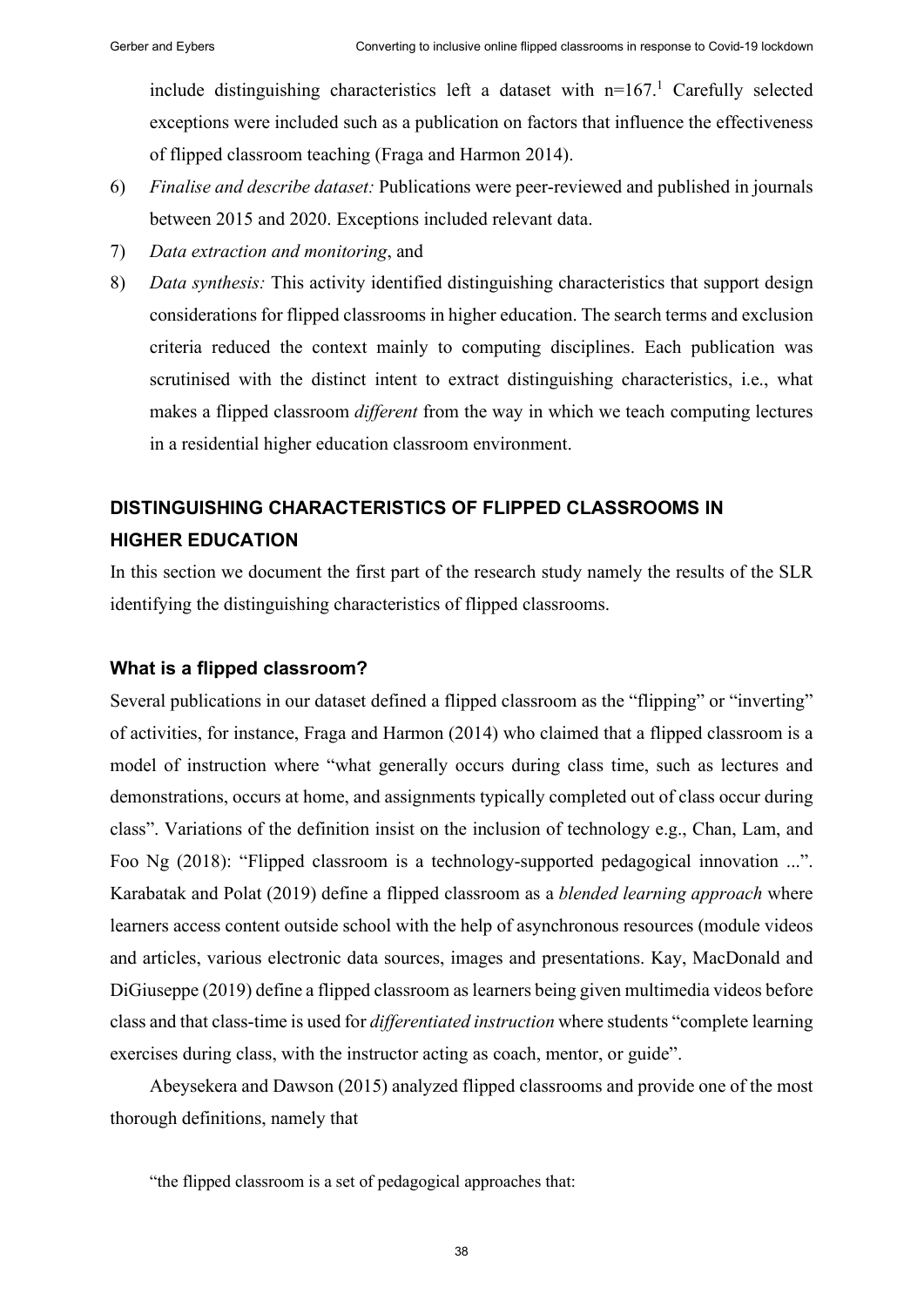include distinguishing characteristics left a dataset with n=167.[1] Carefully selected exceptions were included such as a publication on factors that influence the effectiveness of flipped classroom teaching (Fraga and Harmon 2014).

6) *Finalise and describe dataset:* Publications were peer-reviewed and published in journals between 2015 and 2020. Exceptions included relevant data.
7) *Data extraction and monitoring*, and
8) *Data synthesis:* This activity identified distinguishing characteristics that support design considerations for flipped classrooms in higher education. The search terms and exclusion criteria reduced the context mainly to computing disciplines. Each publication was scrutinised with the distinct intent to extract distinguishing characteristics, i.e., what makes a flipped classroom *different* from the way in which we teach computing lectures in a residential higher education classroom environment.

## DISTINGUISHING CHARACTERISTICS OF FLIPPED CLASSROOMS IN HIGHER EDUCATION

In this section we document the first part of the research study namely the results of the SLR identifying the distinguishing characteristics of flipped classrooms.

### What is a flipped classroom?

Several publications in our dataset defined a flipped classroom as the "flipping" or "inverting" of activities, for instance, Fraga and Harmon (2014) who claimed that a flipped classroom is a model of instruction where "what generally occurs during class time, such as lectures and demonstrations, occurs at home, and assignments typically completed out of class occur during class". Variations of the definition insist on the inclusion of technology e.g., Chan, Lam, and Foo Ng (2018): "Flipped classroom is a technology-supported pedagogical innovation ...". Karabatak and Polat (2019) define a flipped classroom as a *blended learning approach* where learners access content outside school with the help of asynchronous resources (module videos and articles, various electronic data sources, images and presentations. Kay, MacDonald and DiGiuseppe (2019) define a flipped classroom as learners being given multimedia videos before class and that class-time is used for *differentiated instruction* where students "complete learning exercises during class, with the instructor acting as coach, mentor, or guide".

Abeysekera and Dawson (2015) analyzed flipped classrooms and provide one of the most thorough definitions, namely that

"the flipped classroom is a set of pedagogical approaches that: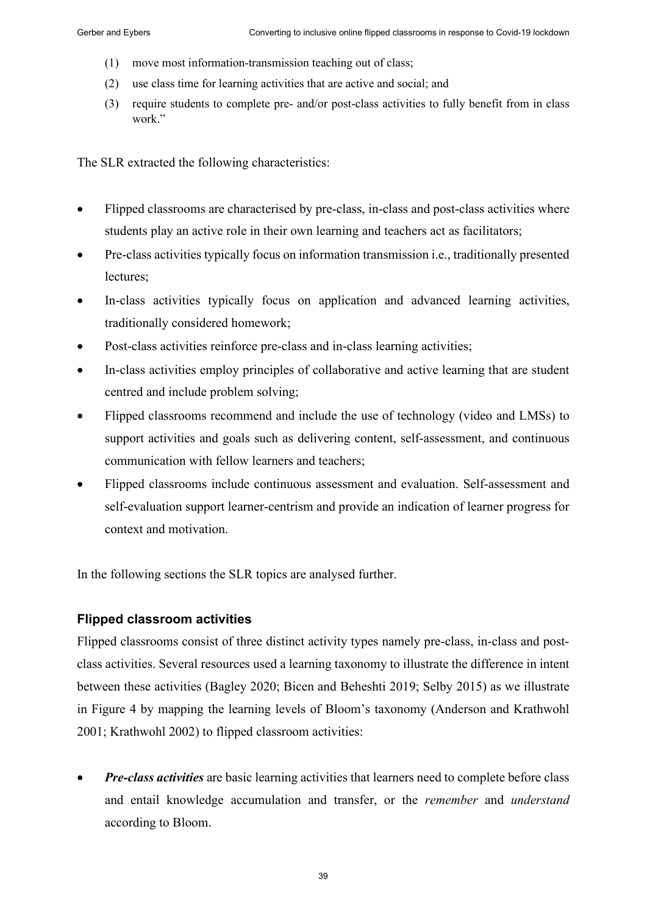(1) move most information-transmission teaching out of class;
(2) use class time for learning activities that are active and social; and
(3) require students to complete pre- and/or post-class activities to fully benefit from in class work."

The SLR extracted the following characteristics:

- Flipped classrooms are characterised by pre-class, in-class and post-class activities where students play an active role in their own learning and teachers act as facilitators;
- Pre-class activities typically focus on information transmission i.e., traditionally presented lectures;
- In-class activities typically focus on application and advanced learning activities, traditionally considered homework;
- Post-class activities reinforce pre-class and in-class learning activities;
- In-class activities employ principles of collaborative and active learning that are student centred and include problem solving;
- Flipped classrooms recommend and include the use of technology (video and LMSs) to support activities and goals such as delivering content, self-assessment, and continuous communication with fellow learners and teachers;
- Flipped classrooms include continuous assessment and evaluation. Self-assessment and self-evaluation support learner-centrism and provide an indication of learner progress for context and motivation.

In the following sections the SLR topics are analysed further.

### Flipped classroom activities

Flipped classrooms consist of three distinct activity types namely pre-class, in-class and post-class activities. Several resources used a learning taxonomy to illustrate the difference in intent between these activities (Bagley 2020; Bicen and Beheshti 2019; Selby 2015) as we illustrate in Figure 4 by mapping the learning levels of Bloom's taxonomy (Anderson and Krathwohl 2001; Krathwohl 2002) to flipped classroom activities:

- ***Pre-class activities*** are basic learning activities that learners need to complete before class and entail knowledge accumulation and transfer, or the *remember* and *understand* according to Bloom.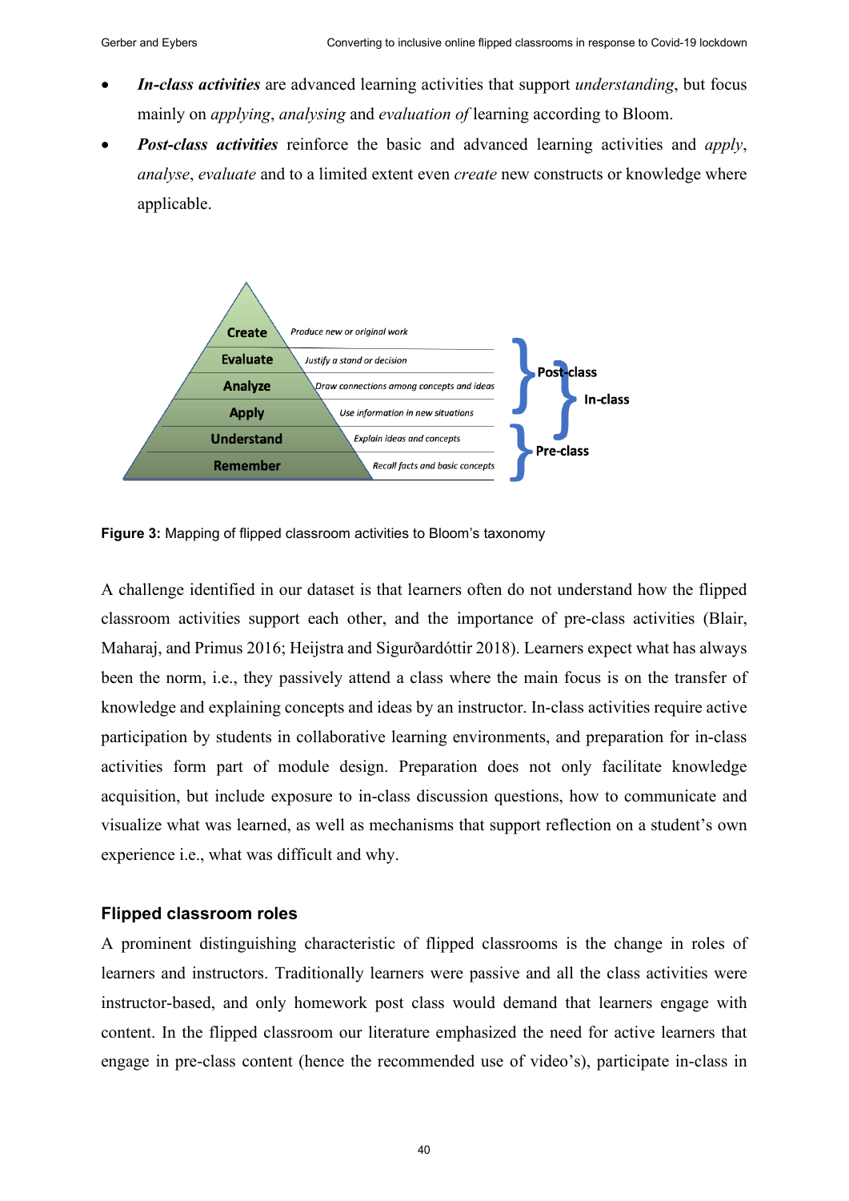- ***In-class activities*** are advanced learning activities that support *understanding*, but focus mainly on *applying*, *analysing* and *evaluation of* learning according to Bloom.
- ***Post-class activities*** reinforce the basic and advanced learning activities and *apply*, *analyse*, *evaluate* and to a limited extent even *create* new constructs or knowledge where applicable.

**Figure 3:** Mapping of flipped classroom activities to Bloom's taxonomy

A challenge identified in our dataset is that learners often do not understand how the flipped classroom activities support each other, and the importance of pre-class activities (Blair, Maharaj, and Primus 2016; Heijstra and Sigurðardóttir 2018). Learners expect what has always been the norm, i.e., they passively attend a class where the main focus is on the transfer of knowledge and explaining concepts and ideas by an instructor. In-class activities require active participation by students in collaborative learning environments, and preparation for in-class activities form part of module design. Preparation does not only facilitate knowledge acquisition, but include exposure to in-class discussion questions, how to communicate and visualize what was learned, as well as mechanisms that support reflection on a student's own experience i.e., what was difficult and why.

## Flipped classroom roles

A prominent distinguishing characteristic of flipped classrooms is the change in roles of learners and instructors. Traditionally learners were passive and all the class activities were instructor-based, and only homework post class would demand that learners engage with content. In the flipped classroom our literature emphasized the need for active learners that engage in pre-class content (hence the recommended use of video's), participate in-class in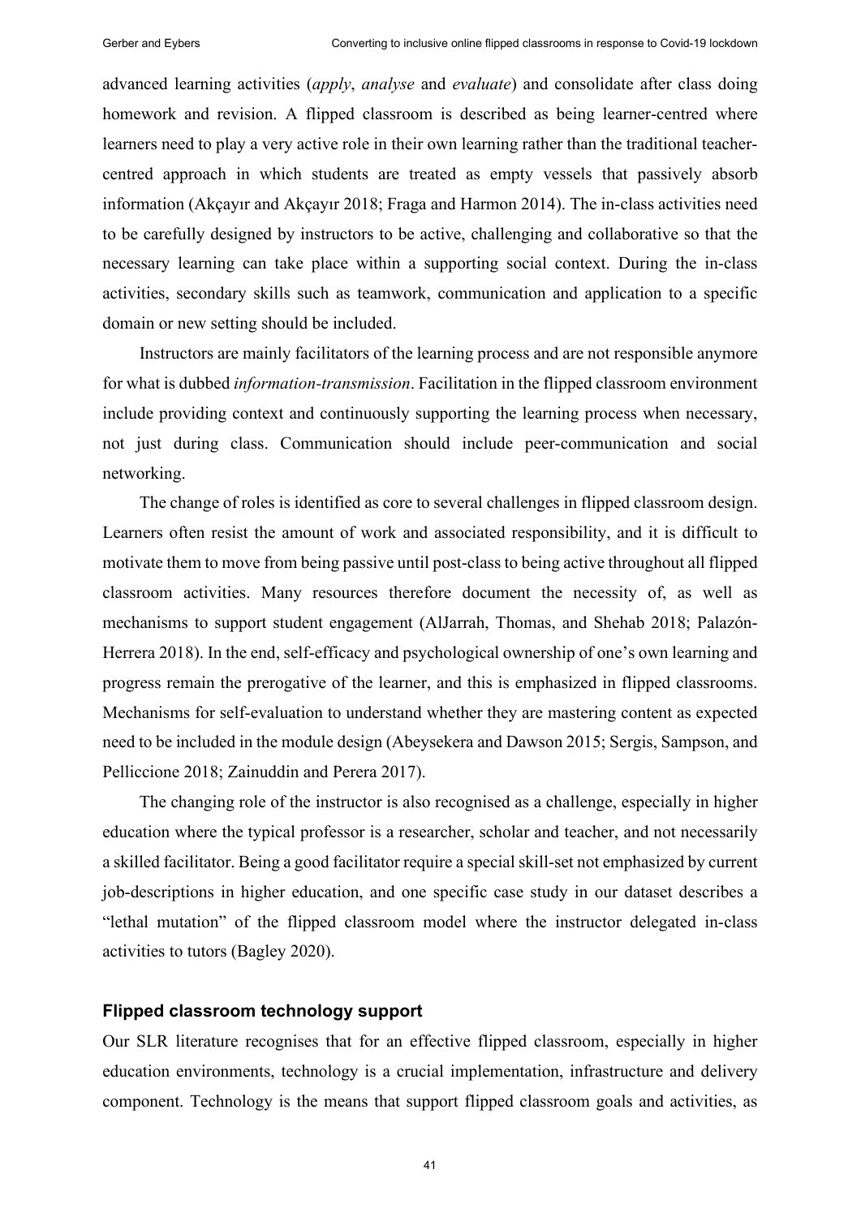advanced learning activities (*apply*, *analyse* and *evaluate*) and consolidate after class doing homework and revision. A flipped classroom is described as being learner-centred where learners need to play a very active role in their own learning rather than the traditional teacher-centred approach in which students are treated as empty vessels that passively absorb information (Akçayır and Akçayır 2018; Fraga and Harmon 2014). The in-class activities need to be carefully designed by instructors to be active, challenging and collaborative so that the necessary learning can take place within a supporting social context. During the in-class activities, secondary skills such as teamwork, communication and application to a specific domain or new setting should be included.

Instructors are mainly facilitators of the learning process and are not responsible anymore for what is dubbed *information-transmission*. Facilitation in the flipped classroom environment include providing context and continuously supporting the learning process when necessary, not just during class. Communication should include peer-communication and social networking.

The change of roles is identified as core to several challenges in flipped classroom design. Learners often resist the amount of work and associated responsibility, and it is difficult to motivate them to move from being passive until post-class to being active throughout all flipped classroom activities. Many resources therefore document the necessity of, as well as mechanisms to support student engagement (AlJarrah, Thomas, and Shehab 2018; Palazón-Herrera 2018). In the end, self-efficacy and psychological ownership of one's own learning and progress remain the prerogative of the learner, and this is emphasized in flipped classrooms. Mechanisms for self-evaluation to understand whether they are mastering content as expected need to be included in the module design (Abeysekera and Dawson 2015; Sergis, Sampson, and Pelliccione 2018; Zainuddin and Perera 2017).

The changing role of the instructor is also recognised as a challenge, especially in higher education where the typical professor is a researcher, scholar and teacher, and not necessarily a skilled facilitator. Being a good facilitator require a special skill-set not emphasized by current job-descriptions in higher education, and one specific case study in our dataset describes a "lethal mutation" of the flipped classroom model where the instructor delegated in-class activities to tutors (Bagley 2020).

### Flipped classroom technology support

Our SLR literature recognises that for an effective flipped classroom, especially in higher education environments, technology is a crucial implementation, infrastructure and delivery component. Technology is the means that support flipped classroom goals and activities, as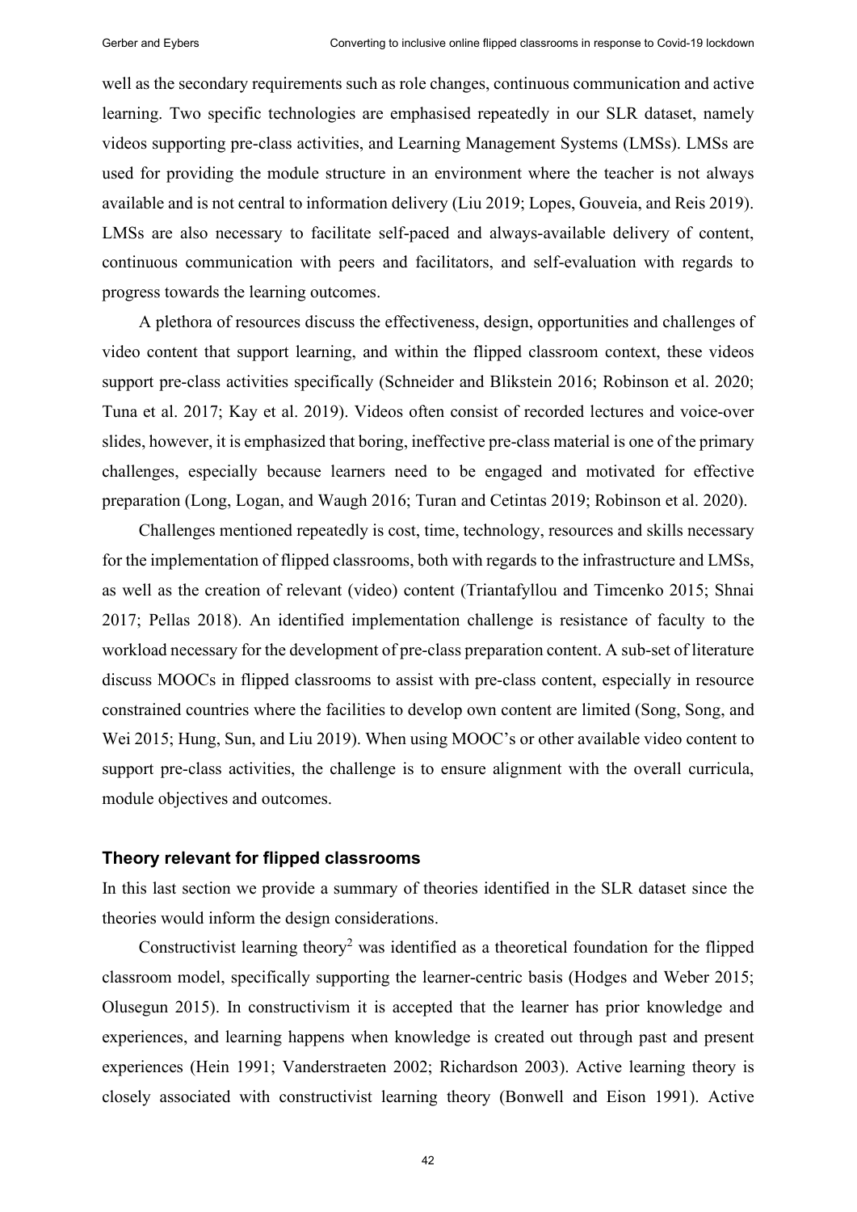well as the secondary requirements such as role changes, continuous communication and active learning. Two specific technologies are emphasised repeatedly in our SLR dataset, namely videos supporting pre-class activities, and Learning Management Systems (LMSs). LMSs are used for providing the module structure in an environment where the teacher is not always available and is not central to information delivery (Liu 2019; Lopes, Gouveia, and Reis 2019). LMSs are also necessary to facilitate self-paced and always-available delivery of content, continuous communication with peers and facilitators, and self-evaluation with regards to progress towards the learning outcomes.

A plethora of resources discuss the effectiveness, design, opportunities and challenges of video content that support learning, and within the flipped classroom context, these videos support pre-class activities specifically (Schneider and Blikstein 2016; Robinson et al. 2020; Tuna et al. 2017; Kay et al. 2019). Videos often consist of recorded lectures and voice-over slides, however, it is emphasized that boring, ineffective pre-class material is one of the primary challenges, especially because learners need to be engaged and motivated for effective preparation (Long, Logan, and Waugh 2016; Turan and Cetintas 2019; Robinson et al. 2020).

Challenges mentioned repeatedly is cost, time, technology, resources and skills necessary for the implementation of flipped classrooms, both with regards to the infrastructure and LMSs, as well as the creation of relevant (video) content (Triantafyllou and Timcenko 2015; Shnai 2017; Pellas 2018). An identified implementation challenge is resistance of faculty to the workload necessary for the development of pre-class preparation content. A sub-set of literature discuss MOOCs in flipped classrooms to assist with pre-class content, especially in resource constrained countries where the facilities to develop own content are limited (Song, Song, and Wei 2015; Hung, Sun, and Liu 2019). When using MOOC's or other available video content to support pre-class activities, the challenge is to ensure alignment with the overall curricula, module objectives and outcomes.

### Theory relevant for flipped classrooms

In this last section we provide a summary of theories identified in the SLR dataset since the theories would inform the design considerations.

Constructivist learning theory[2] was identified as a theoretical foundation for the flipped classroom model, specifically supporting the learner-centric basis (Hodges and Weber 2015; Olusegun 2015). In constructivism it is accepted that the learner has prior knowledge and experiences, and learning happens when knowledge is created out through past and present experiences (Hein 1991; Vanderstraeten 2002; Richardson 2003). Active learning theory is closely associated with constructivist learning theory (Bonwell and Eison 1991). Active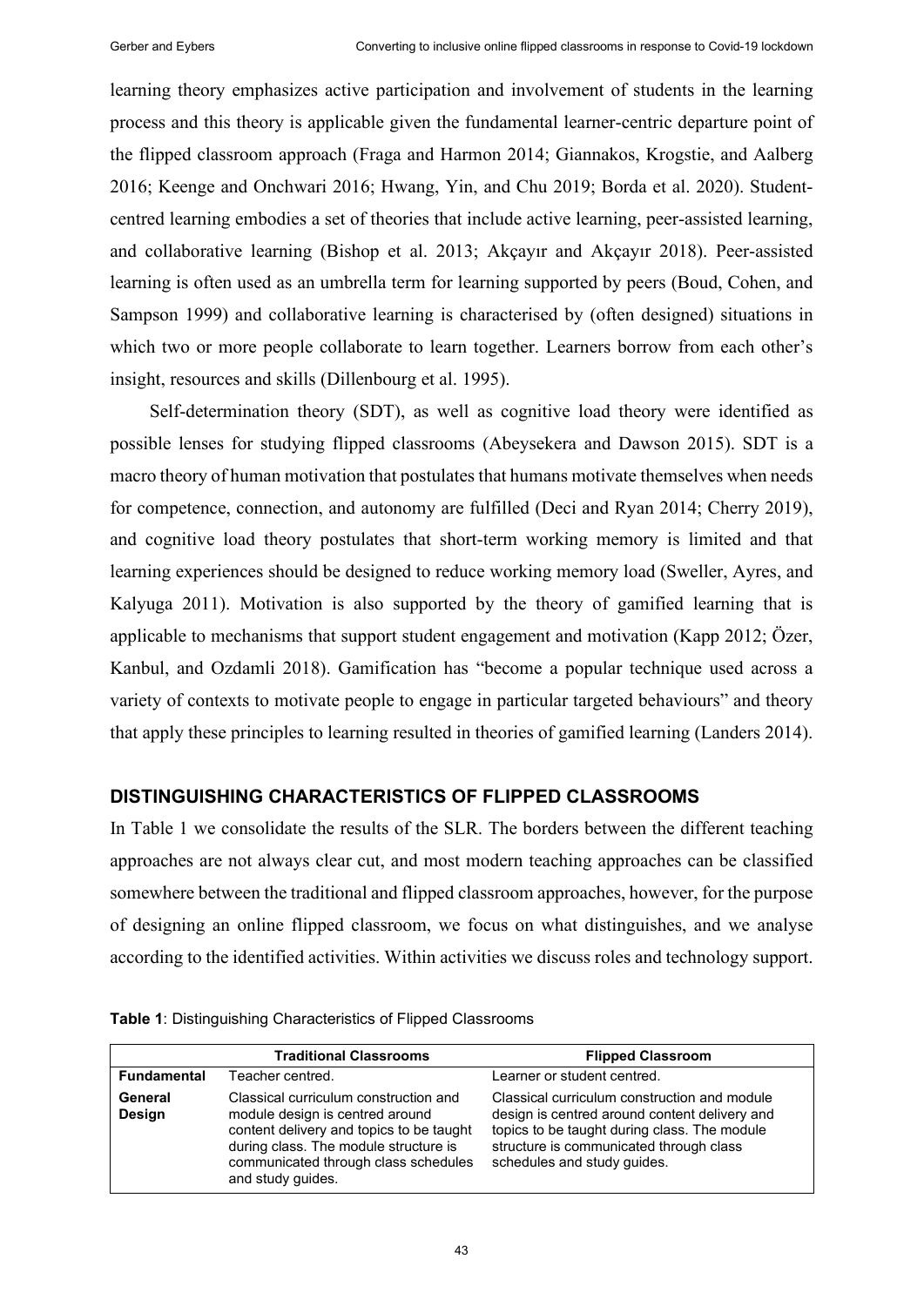learning theory emphasizes active participation and involvement of students in the learning process and this theory is applicable given the fundamental learner-centric departure point of the flipped classroom approach (Fraga and Harmon 2014; Giannakos, Krogstie, and Aalberg 2016; Keenge and Onchwari 2016; Hwang, Yin, and Chu 2019; Borda et al. 2020). Student-centred learning embodies a set of theories that include active learning, peer-assisted learning, and collaborative learning (Bishop et al. 2013; Akçayır and Akçayır 2018). Peer-assisted learning is often used as an umbrella term for learning supported by peers (Boud, Cohen, and Sampson 1999) and collaborative learning is characterised by (often designed) situations in which two or more people collaborate to learn together. Learners borrow from each other's insight, resources and skills (Dillenbourg et al. 1995).

Self-determination theory (SDT), as well as cognitive load theory were identified as possible lenses for studying flipped classrooms (Abeysekera and Dawson 2015). SDT is a macro theory of human motivation that postulates that humans motivate themselves when needs for competence, connection, and autonomy are fulfilled (Deci and Ryan 2014; Cherry 2019), and cognitive load theory postulates that short-term working memory is limited and that learning experiences should be designed to reduce working memory load (Sweller, Ayres, and Kalyuga 2011). Motivation is also supported by the theory of gamified learning that is applicable to mechanisms that support student engagement and motivation (Kapp 2012; Özer, Kanbul, and Ozdamli 2018). Gamification has "become a popular technique used across a variety of contexts to motivate people to engage in particular targeted behaviours" and theory that apply these principles to learning resulted in theories of gamified learning (Landers 2014).

## DISTINGUISHING CHARACTERISTICS OF FLIPPED CLASSROOMS

In Table 1 we consolidate the results of the SLR. The borders between the different teaching approaches are not always clear cut, and most modern teaching approaches can be classified somewhere between the traditional and flipped classroom approaches, however, for the purpose of designing an online flipped classroom, we focus on what distinguishes, and we analyse according to the identified activities. Within activities we discuss roles and technology support.

**Table 1**: Distinguishing Characteristics of Flipped Classrooms

| | Traditional Classrooms | Flipped Classroom |
|---|---|---|
| **Fundamental** | Teacher centred. | Learner or student centred. |
| **General Design** | Classical curriculum construction and module design is centred around content delivery and topics to be taught during class. The module structure is communicated through class schedules and study guides. | Classical curriculum construction and module design is centred around content delivery and topics to be taught during class. The module structure is communicated through class schedules and study guides. |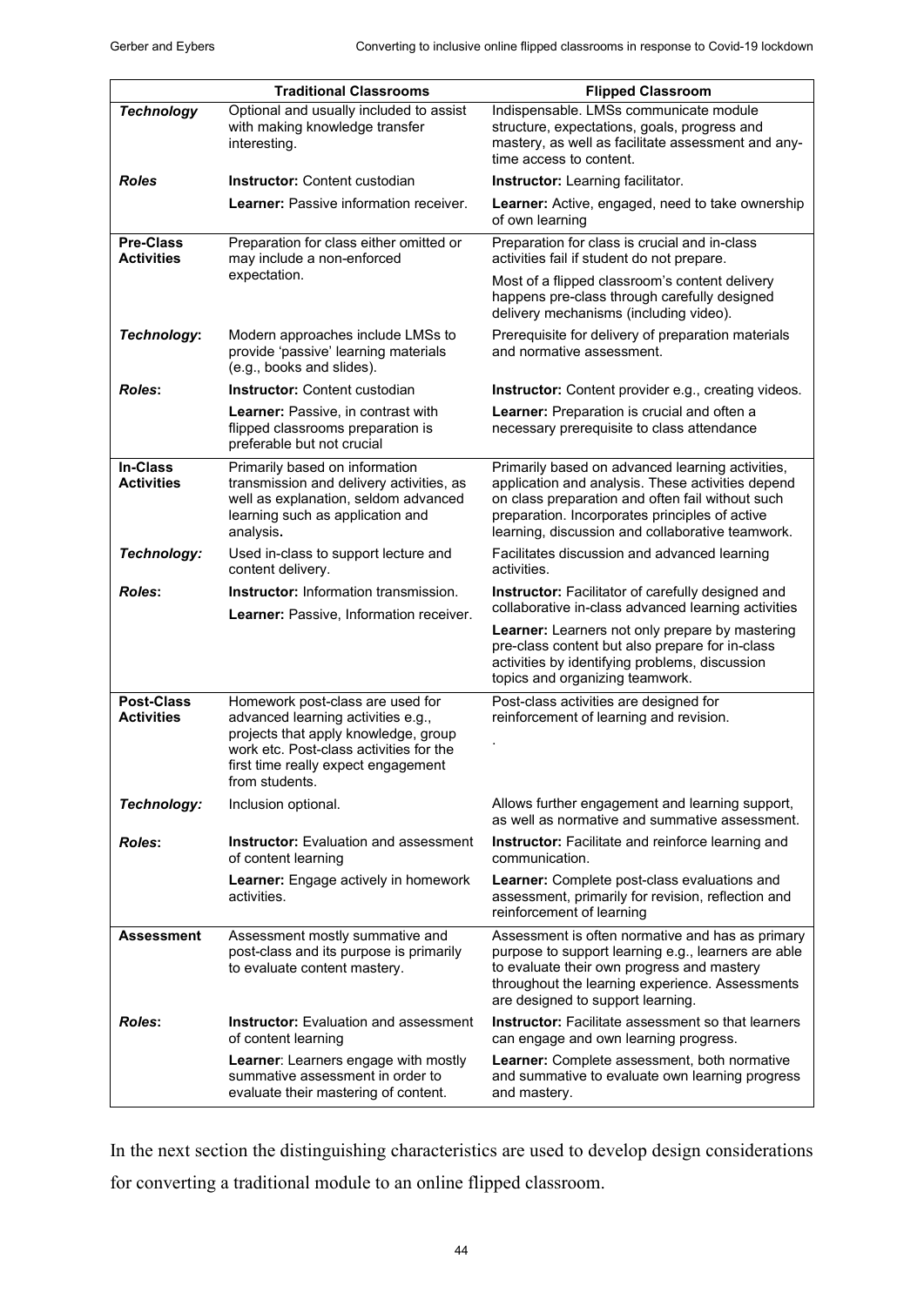| | Traditional Classrooms | Flipped Classroom |
|---|---|---|
| ***Technology*** | Optional and usually included to assist with making knowledge transfer interesting. | Indispensable. LMSs communicate module structure, expectations, goals, progress and mastery, as well as facilitate assessment and any-time access to content. |
| ***Roles*** | **Instructor:** Content custodian | **Instructor:** Learning facilitator. |
| | **Learner:** Passive information receiver. | **Learner:** Active, engaged, need to take ownership of own learning |
| **Pre-Class Activities** | Preparation for class either omitted or may include a non-enforced expectation. | Preparation for class is crucial and in-class activities fail if student do not prepare. Most of a flipped classroom's content delivery happens pre-class through carefully designed delivery mechanisms (including video). |
| ***Technology*:** | Modern approaches include LMSs to provide 'passive' learning materials (e.g., books and slides). | Prerequisite for delivery of preparation materials and normative assessment. |
| ***Roles*:** | **Instructor:** Content custodian | **Instructor:** Content provider e.g., creating videos. |
| | **Learner:** Passive, in contrast with flipped classrooms preparation is preferable but not crucial | **Learner:** Preparation is crucial and often a necessary prerequisite to class attendance |
| **In-Class Activities** | Primarily based on information transmission and delivery activities, as well as explanation, seldom advanced learning such as application and analysis**.** | Primarily based on advanced learning activities, application and analysis. These activities depend on class preparation and often fail without such preparation. Incorporates principles of active learning, discussion and collaborative teamwork. |
| ***Technology:*** | Used in-class to support lecture and content delivery. | Facilitates discussion and advanced learning activities. |
| ***Roles*:** | **Instructor:** Information transmission. **Learner:** Passive, Information receiver. | **Instructor:** Facilitator of carefully designed and collaborative in-class advanced learning activities |
| | | **Learner:** Learners not only prepare by mastering pre-class content but also prepare for in-class activities by identifying problems, discussion topics and organizing teamwork. |
| **Post-Class Activities** | Homework post-class are used for advanced learning activities e.g., projects that apply knowledge, group work etc. Post-class activities for the first time really expect engagement from students. | Post-class activities are designed for reinforcement of learning and revision. . |
| ***Technology:*** | Inclusion optional. | Allows further engagement and learning support, as well as normative and summative assessment. |
| ***Roles*:** | **Instructor:** Evaluation and assessment of content learning | **Instructor:** Facilitate and reinforce learning and communication. |
| | **Learner:** Engage actively in homework activities. | **Learner:** Complete post-class evaluations and assessment, primarily for revision, reflection and reinforcement of learning |
| **Assessment** | Assessment mostly summative and post-class and its purpose is primarily to evaluate content mastery. | Assessment is often normative and has as primary purpose to support learning e.g., learners are able to evaluate their own progress and mastery throughout the learning experience. Assessments are designed to support learning. |
| ***Roles*:** | **Instructor:** Evaluation and assessment of content learning | **Instructor:** Facilitate assessment so that learners can engage and own learning progress. |
| | **Learner**: Learners engage with mostly summative assessment in order to evaluate their mastering of content. | **Learner:** Complete assessment, both normative and summative to evaluate own learning progress and mastery. |

In the next section the distinguishing characteristics are used to develop design considerations for converting a traditional module to an online flipped classroom.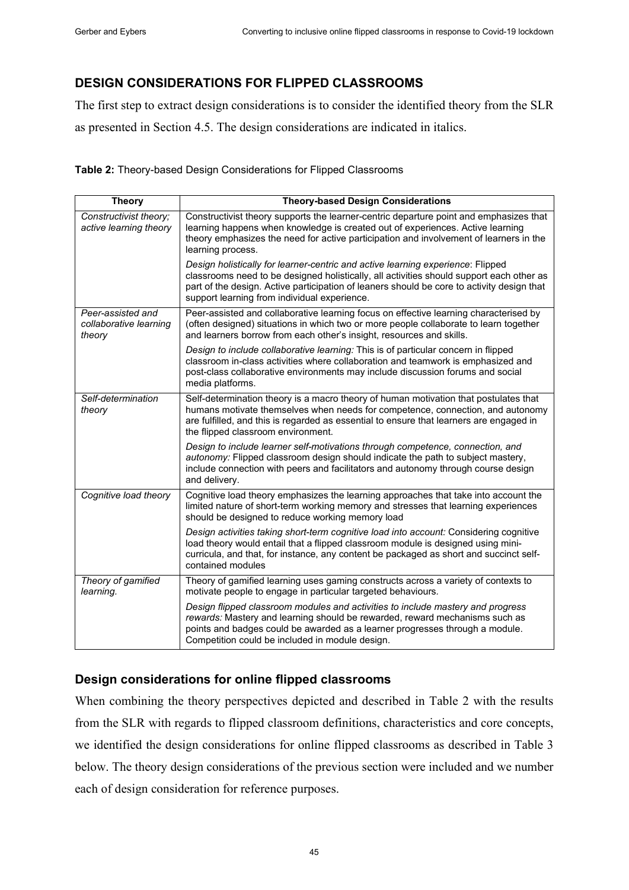## DESIGN CONSIDERATIONS FOR FLIPPED CLASSROOMS

The first step to extract design considerations is to consider the identified theory from the SLR as presented in Section 4.5. The design considerations are indicated in italics.

**Table 2:** Theory-based Design Considerations for Flipped Classrooms

| Theory | Theory-based Design Considerations |
|---|---|
| *Constructivist theory; active learning theory* | Constructivist theory supports the learner-centric departure point and emphasizes that learning happens when knowledge is created out of experiences. Active learning theory emphasizes the need for active participation and involvement of learners in the learning process.<br><br>*Design holistically for learner-centric and active learning experience*: Flipped classrooms need to be designed holistically, all activities should support each other as part of the design. Active participation of leaners should be core to activity design that support learning from individual experience. |
| *Peer-assisted and collaborative learning theory* | Peer-assisted and collaborative learning focus on effective learning characterised by (often designed) situations in which two or more people collaborate to learn together and learners borrow from each other's insight, resources and skills.<br><br>*Design to include collaborative learning:* This is of particular concern in flipped classroom in-class activities where collaboration and teamwork is emphasized and post-class collaborative environments may include discussion forums and social media platforms. |
| *Self-determination theory* | Self-determination theory is a macro theory of human motivation that postulates that humans motivate themselves when needs for competence, connection, and autonomy are fulfilled, and this is regarded as essential to ensure that learners are engaged in the flipped classroom environment.<br><br>*Design to include learner self-motivations through competence, connection, and autonomy:* Flipped classroom design should indicate the path to subject mastery, include connection with peers and facilitators and autonomy through course design and delivery. |
| *Cognitive load theory* | Cognitive load theory emphasizes the learning approaches that take into account the limited nature of short-term working memory and stresses that learning experiences should be designed to reduce working memory load<br><br>*Design activities taking short-term cognitive load into account:* Considering cognitive load theory would entail that a flipped classroom module is designed using mini-curricula, and that, for instance, any content be packaged as short and succinct self-contained modules |
| *Theory of gamified learning.* | Theory of gamified learning uses gaming constructs across a variety of contexts to motivate people to engage in particular targeted behaviours.<br><br>*Design flipped classroom modules and activities to include mastery and progress rewards:* Mastery and learning should be rewarded, reward mechanisms such as points and badges could be awarded as a learner progresses through a module. Competition could be included in module design. |

### Design considerations for online flipped classrooms

When combining the theory perspectives depicted and described in Table 2 with the results from the SLR with regards to flipped classroom definitions, characteristics and core concepts, we identified the design considerations for online flipped classrooms as described in Table 3 below. The theory design considerations of the previous section were included and we number each of design consideration for reference purposes.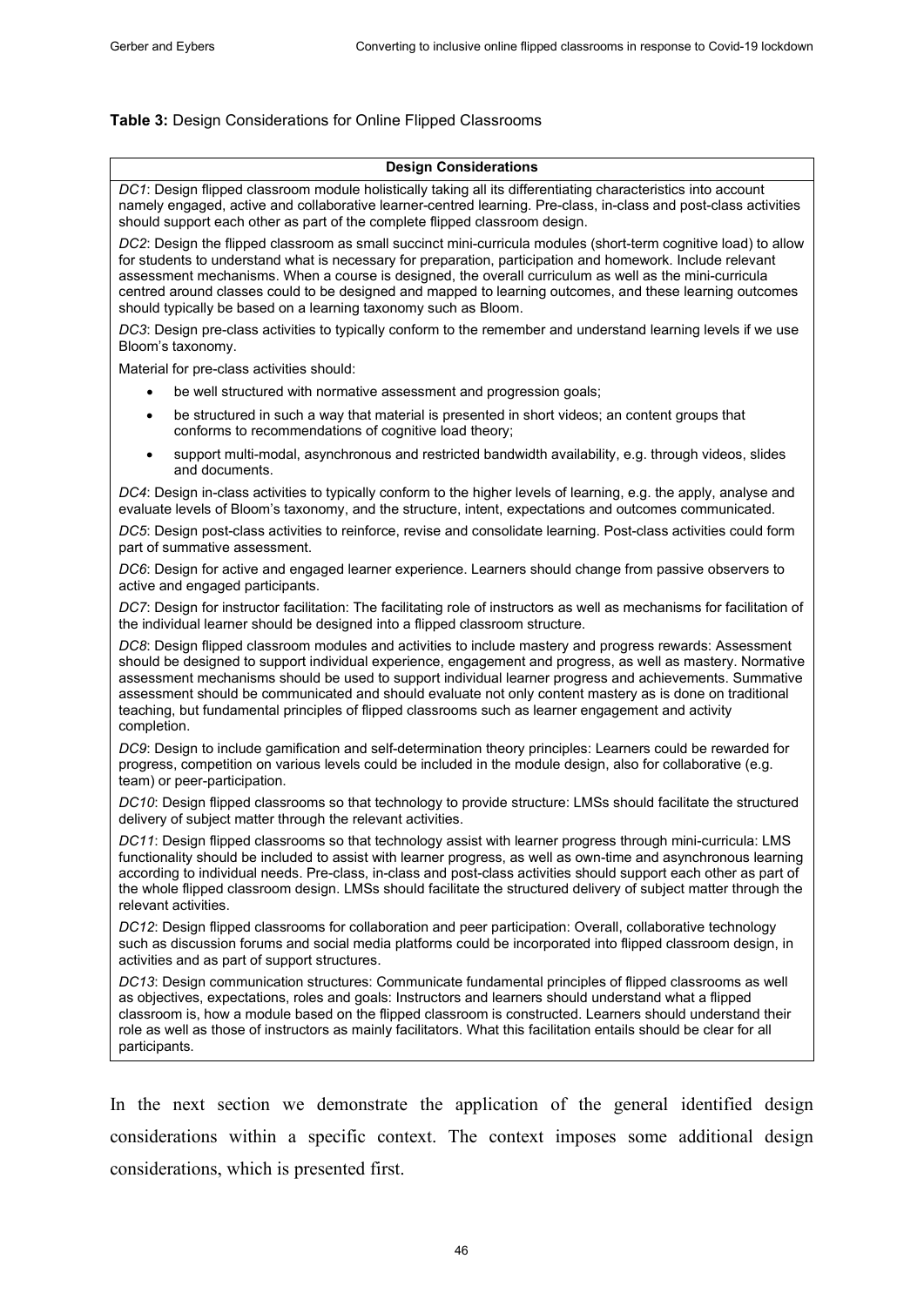**Table 3:** Design Considerations for Online Flipped Classrooms

| **Design Considerations** |
|---|
| *DC1*: Design flipped classroom module holistically taking all its differentiating characteristics into account namely engaged, active and collaborative learner-centred learning. Pre-class, in-class and post-class activities should support each other as part of the complete flipped classroom design. |
| *DC2*: Design the flipped classroom as small succinct mini-curricula modules (short-term cognitive load) to allow for students to understand what is necessary for preparation, participation and homework. Include relevant assessment mechanisms. When a course is designed, the overall curriculum as well as the mini-curricula centred around classes could to be designed and mapped to learning outcomes, and these learning outcomes should typically be based on a learning taxonomy such as Bloom. |
| *DC3*: Design pre-class activities to typically conform to the remember and understand learning levels if we use Bloom's taxonomy. <br><br> Material for pre-class activities should: <br> • be well structured with normative assessment and progression goals; <br> • be structured in such a way that material is presented in short videos; an content groups that conforms to recommendations of cognitive load theory; <br> • support multi-modal, asynchronous and restricted bandwidth availability, e.g. through videos, slides and documents. |
| *DC4*: Design in-class activities to typically conform to the higher levels of learning, e.g. the apply, analyse and evaluate levels of Bloom's taxonomy, and the structure, intent, expectations and outcomes communicated. |
| *DC5*: Design post-class activities to reinforce, revise and consolidate learning. Post-class activities could form part of summative assessment. |
| *DC6*: Design for active and engaged learner experience. Learners should change from passive observers to active and engaged participants. |
| *DC7*: Design for instructor facilitation: The facilitating role of instructors as well as mechanisms for facilitation of the individual learner should be designed into a flipped classroom structure. |
| *DC8*: Design flipped classroom modules and activities to include mastery and progress rewards: Assessment should be designed to support individual experience, engagement and progress, as well as mastery. Normative assessment mechanisms should be used to support individual learner progress and achievements. Summative assessment should be communicated and should evaluate not only content mastery as is done on traditional teaching, but fundamental principles of flipped classrooms such as learner engagement and activity completion. |
| *DC9*: Design to include gamification and self-determination theory principles: Learners could be rewarded for progress, competition on various levels could be included in the module design, also for collaborative (e.g. team) or peer-participation. |
| *DC10*: Design flipped classrooms so that technology to provide structure: LMSs should facilitate the structured delivery of subject matter through the relevant activities. |
| *DC11*: Design flipped classrooms so that technology assist with learner progress through mini-curricula: LMS functionality should be included to assist with learner progress, as well as own-time and asynchronous learning according to individual needs. Pre-class, in-class and post-class activities should support each other as part of the whole flipped classroom design. LMSs should facilitate the structured delivery of subject matter through the relevant activities. |
| *DC12*: Design flipped classrooms for collaboration and peer participation: Overall, collaborative technology such as discussion forums and social media platforms could be incorporated into flipped classroom design, in activities and as part of support structures. |
| *DC13*: Design communication structures: Communicate fundamental principles of flipped classrooms as well as objectives, expectations, roles and goals: Instructors and learners should understand what a flipped classroom is, how a module based on the flipped classroom is constructed. Learners should understand their role as well as those of instructors as mainly facilitators. What this facilitation entails should be clear for all participants. |

In the next section we demonstrate the application of the general identified design considerations within a specific context. The context imposes some additional design considerations, which is presented first.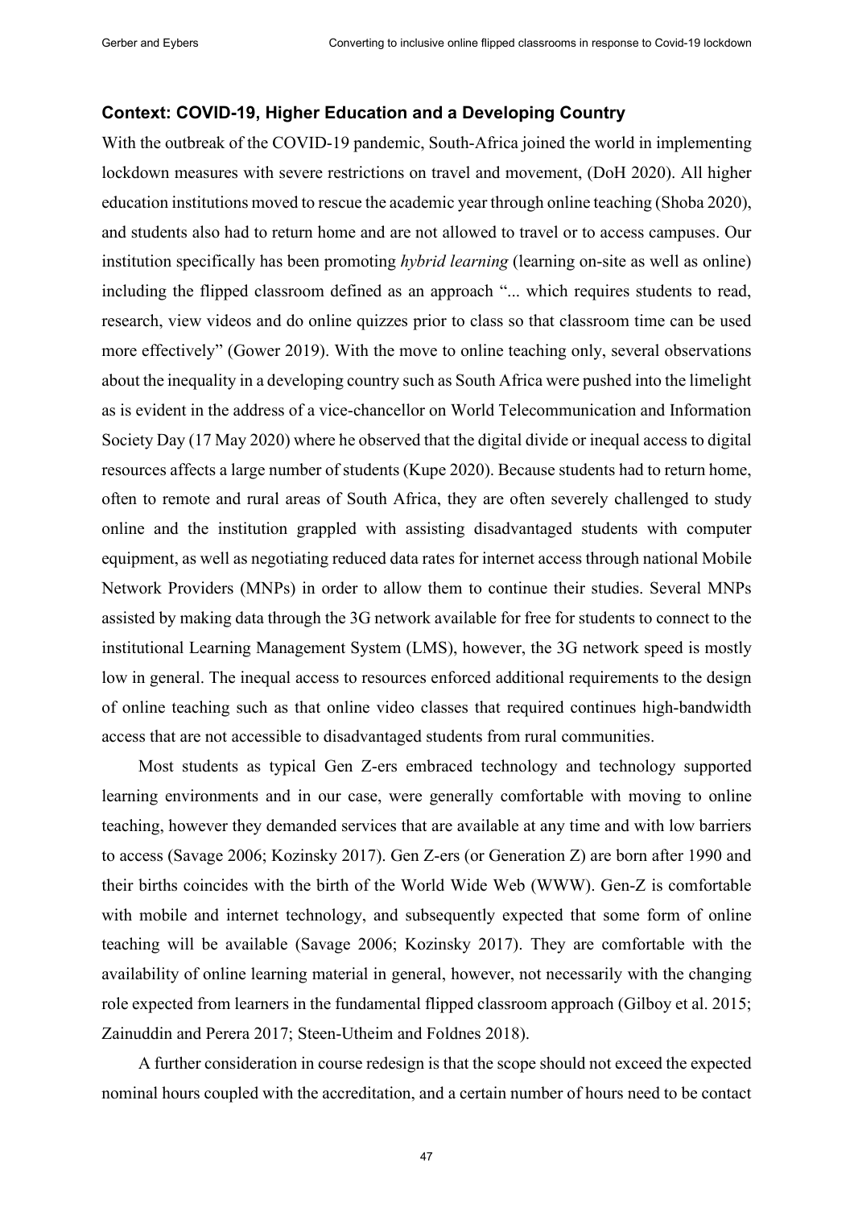## Context: COVID-19, Higher Education and a Developing Country

With the outbreak of the COVID-19 pandemic, South-Africa joined the world in implementing lockdown measures with severe restrictions on travel and movement, (DoH 2020). All higher education institutions moved to rescue the academic year through online teaching (Shoba 2020), and students also had to return home and are not allowed to travel or to access campuses. Our institution specifically has been promoting *hybrid learning* (learning on-site as well as online) including the flipped classroom defined as an approach "... which requires students to read, research, view videos and do online quizzes prior to class so that classroom time can be used more effectively" (Gower 2019). With the move to online teaching only, several observations about the inequality in a developing country such as South Africa were pushed into the limelight as is evident in the address of a vice-chancellor on World Telecommunication and Information Society Day (17 May 2020) where he observed that the digital divide or inequal access to digital resources affects a large number of students (Kupe 2020). Because students had to return home, often to remote and rural areas of South Africa, they are often severely challenged to study online and the institution grappled with assisting disadvantaged students with computer equipment, as well as negotiating reduced data rates for internet access through national Mobile Network Providers (MNPs) in order to allow them to continue their studies. Several MNPs assisted by making data through the 3G network available for free for students to connect to the institutional Learning Management System (LMS), however, the 3G network speed is mostly low in general. The inequal access to resources enforced additional requirements to the design of online teaching such as that online video classes that required continues high-bandwidth access that are not accessible to disadvantaged students from rural communities.

Most students as typical Gen Z-ers embraced technology and technology supported learning environments and in our case, were generally comfortable with moving to online teaching, however they demanded services that are available at any time and with low barriers to access (Savage 2006; Kozinsky 2017). Gen Z-ers (or Generation Z) are born after 1990 and their births coincides with the birth of the World Wide Web (WWW). Gen-Z is comfortable with mobile and internet technology, and subsequently expected that some form of online teaching will be available (Savage 2006; Kozinsky 2017). They are comfortable with the availability of online learning material in general, however, not necessarily with the changing role expected from learners in the fundamental flipped classroom approach (Gilboy et al. 2015; Zainuddin and Perera 2017; Steen-Utheim and Foldnes 2018).

A further consideration in course redesign is that the scope should not exceed the expected nominal hours coupled with the accreditation, and a certain number of hours need to be contact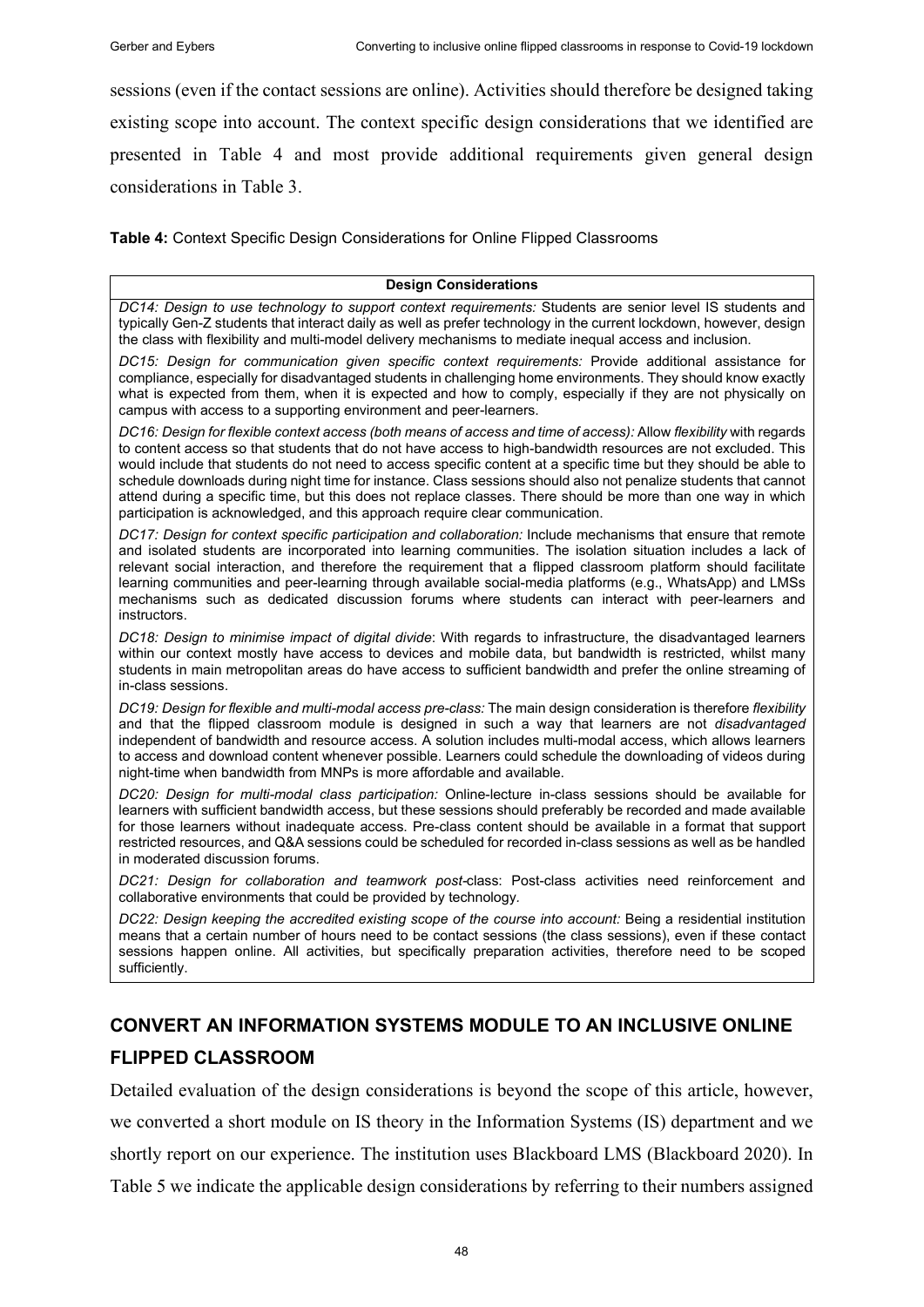sessions (even if the contact sessions are online). Activities should therefore be designed taking existing scope into account. The context specific design considerations that we identified are presented in Table 4 and most provide additional requirements given general design considerations in Table 3.

**Table 4:** Context Specific Design Considerations for Online Flipped Classrooms

| **Design Considerations** |
|---|
| *DC14: Design to use technology to support context requirements:* Students are senior level IS students and typically Gen-Z students that interact daily as well as prefer technology in the current lockdown, however, design the class with flexibility and multi-model delivery mechanisms to mediate inequal access and inclusion. |
| *DC15: Design for communication given specific context requirements:* Provide additional assistance for compliance, especially for disadvantaged students in challenging home environments. They should know exactly what is expected from them, when it is expected and how to comply, especially if they are not physically on campus with access to a supporting environment and peer-learners. |
| *DC16: Design for flexible context access (both means of access and time of access):* Allow *flexibility* with regards to content access so that students that do not have access to high-bandwidth resources are not excluded. This would include that students do not need to access specific content at a specific time but they should be able to schedule downloads during night time for instance. Class sessions should also not penalize students that cannot attend during a specific time, but this does not replace classes. There should be more than one way in which participation is acknowledged, and this approach require clear communication. |
| *DC17: Design for context specific participation and collaboration:* Include mechanisms that ensure that remote and isolated students are incorporated into learning communities. The isolation situation includes a lack of relevant social interaction, and therefore the requirement that a flipped classroom platform should facilitate learning communities and peer-learning through available social-media platforms (e.g., WhatsApp) and LMSs mechanisms such as dedicated discussion forums where students can interact with peer-learners and instructors. |
| *DC18: Design to minimise impact of digital divide*: With regards to infrastructure, the disadvantaged learners within our context mostly have access to devices and mobile data, but bandwidth is restricted, whilst many students in main metropolitan areas do have access to sufficient bandwidth and prefer the online streaming of in-class sessions. |
| *DC19: Design for flexible and multi-modal access pre-class:* The main design consideration is therefore *flexibility* and that the flipped classroom module is designed in such a way that learners are not *disadvantaged* independent of bandwidth and resource access. A solution includes multi-modal access, which allows learners to access and download content whenever possible. Learners could schedule the downloading of videos during night-time when bandwidth from MNPs is more affordable and available. |
| *DC20: Design for multi-modal class participation:* Online-lecture in-class sessions should be available for learners with sufficient bandwidth access, but these sessions should preferably be recorded and made available for those learners without inadequate access. Pre-class content should be available in a format that support restricted resources, and Q&A sessions could be scheduled for recorded in-class sessions as well as be handled in moderated discussion forums. |
| *DC21: Design for collaboration and teamwork post-*class: Post-class activities need reinforcement and collaborative environments that could be provided by technology. |
| *DC22: Design keeping the accredited existing scope of the course into account:* Being a residential institution means that a certain number of hours need to be contact sessions (the class sessions), even if these contact sessions happen online. All activities, but specifically preparation activities, therefore need to be scoped sufficiently. |

## CONVERT AN INFORMATION SYSTEMS MODULE TO AN INCLUSIVE ONLINE FLIPPED CLASSROOM

Detailed evaluation of the design considerations is beyond the scope of this article, however, we converted a short module on IS theory in the Information Systems (IS) department and we shortly report on our experience. The institution uses Blackboard LMS (Blackboard 2020). In Table 5 we indicate the applicable design considerations by referring to their numbers assigned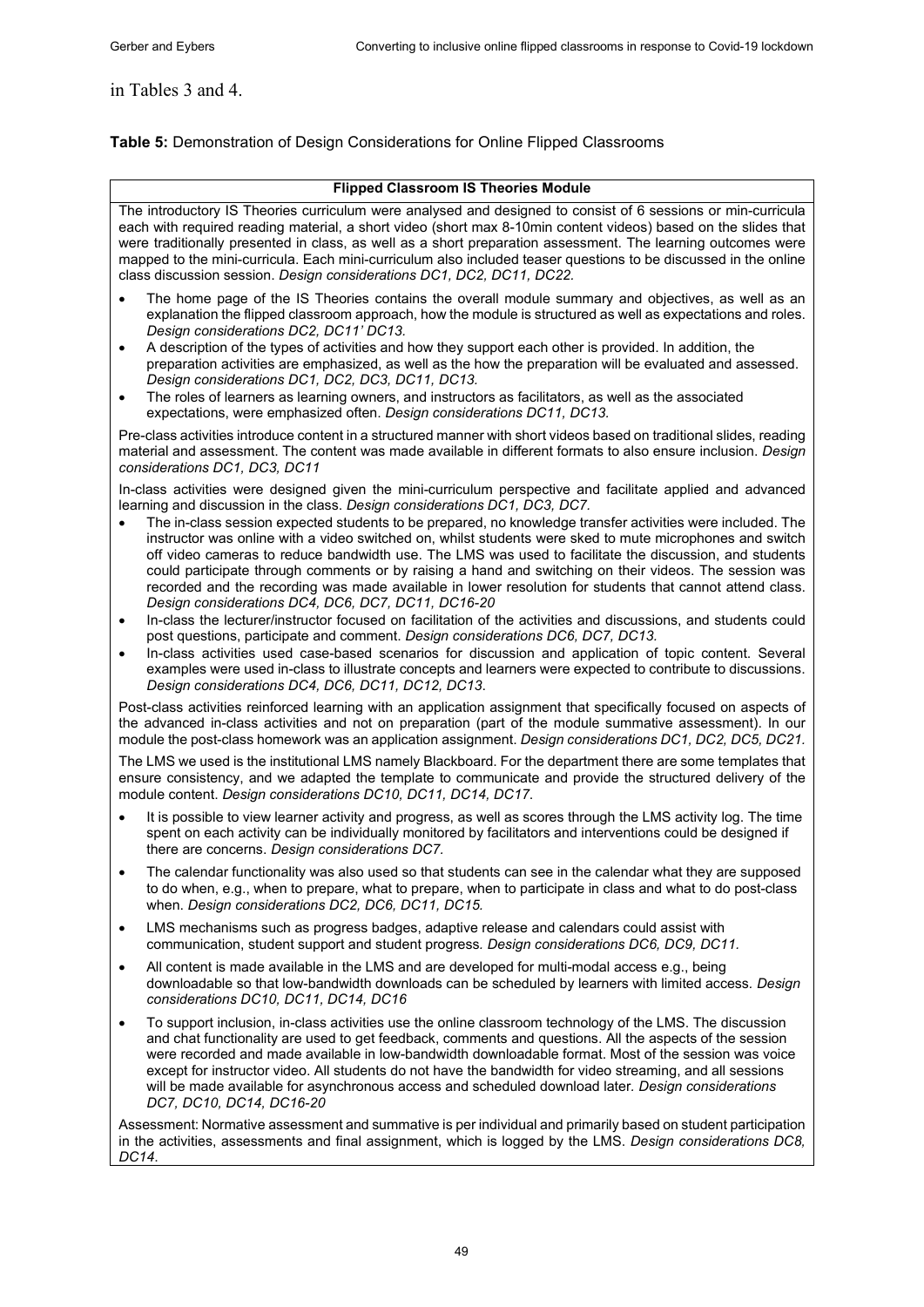in Tables 3 and 4.

**Table 5:** Demonstration of Design Considerations for Online Flipped Classrooms

| **Flipped Classroom IS Theories Module** |
|---|
| The introductory IS Theories curriculum were analysed and designed to consist of 6 sessions or min-curricula each with required reading material, a short video (short max 8-10min content videos) based on the slides that were traditionally presented in class, as well as a short preparation assessment. The learning outcomes were mapped to the mini-curricula. Each mini-curriculum also included teaser questions to be discussed in the online class discussion session. *Design considerations DC1, DC2, DC11, DC22.*<br>• The home page of the IS Theories contains the overall module summary and objectives, as well as an explanation the flipped classroom approach, how the module is structured as well as expectations and roles. *Design considerations DC2, DC11' DC13.*<br>• A description of the types of activities and how they support each other is provided. In addition, the preparation activities are emphasized, as well as the how the preparation will be evaluated and assessed. *Design considerations DC1, DC2, DC3, DC11, DC13.*<br>• The roles of learners as learning owners, and instructors as facilitators, as well as the associated expectations, were emphasized often. *Design considerations DC11, DC13.* |
| Pre-class activities introduce content in a structured manner with short videos based on traditional slides, reading material and assessment. The content was made available in different formats to also ensure inclusion. *Design considerations DC1, DC3, DC11* |
| In-class activities were designed given the mini-curriculum perspective and facilitate applied and advanced learning and discussion in the class. *Design considerations DC1, DC3, DC7.*<br>• The in-class session expected students to be prepared, no knowledge transfer activities were included. The instructor was online with a video switched on, whilst students were sked to mute microphones and switch off video cameras to reduce bandwidth use. The LMS was used to facilitate the discussion, and students could participate through comments or by raising a hand and switching on their videos. The session was recorded and the recording was made available in lower resolution for students that cannot attend class. *Design considerations DC4, DC6, DC7, DC11, DC16-20*<br>• In-class the lecturer/instructor focused on facilitation of the activities and discussions, and students could post questions, participate and comment. *Design considerations DC6, DC7, DC13.*<br>• In-class activities used case-based scenarios for discussion and application of topic content. Several examples were used in-class to illustrate concepts and learners were expected to contribute to discussions. *Design considerations DC4, DC6, DC11, DC12, DC13.* |
| Post-class activities reinforced learning with an application assignment that specifically focused on aspects of the advanced in-class activities and not on preparation (part of the module summative assessment). In our module the post-class homework was an application assignment. *Design considerations DC1, DC2, DC5, DC21.* |
| The LMS we used is the institutional LMS namely Blackboard. For the department there are some templates that ensure consistency, and we adapted the template to communicate and provide the structured delivery of the module content. *Design considerations DC10, DC11, DC14, DC17.*<br>• It is possible to view learner activity and progress, as well as scores through the LMS activity log. The time spent on each activity can be individually monitored by facilitators and interventions could be designed if there are concerns. *Design considerations DC7.*<br>• The calendar functionality was also used so that students can see in the calendar what they are supposed to do when, e.g., when to prepare, what to prepare, when to participate in class and what to do post-class when. *Design considerations DC2, DC6, DC11, DC15.*<br>• LMS mechanisms such as progress badges, adaptive release and calendars could assist with communication, student support and student progress. *Design considerations DC6, DC9, DC11.*<br>• All content is made available in the LMS and are developed for multi-modal access e.g., being downloadable so that low-bandwidth downloads can be scheduled by learners with limited access. *Design considerations DC10, DC11, DC14, DC16*<br>• To support inclusion, in-class activities use the online classroom technology of the LMS. The discussion and chat functionality are used to get feedback, comments and questions. All the aspects of the session were recorded and made available in low-bandwidth downloadable format. Most of the session was voice except for instructor video. All students do not have the bandwidth for video streaming, and all sessions will be made available for asynchronous access and scheduled download later. *Design considerations DC7, DC10, DC14, DC16-20* |
| Assessment: Normative assessment and summative is per individual and primarily based on student participation in the activities, assessments and final assignment, which is logged by the LMS. *Design considerations DC8, DC14.* |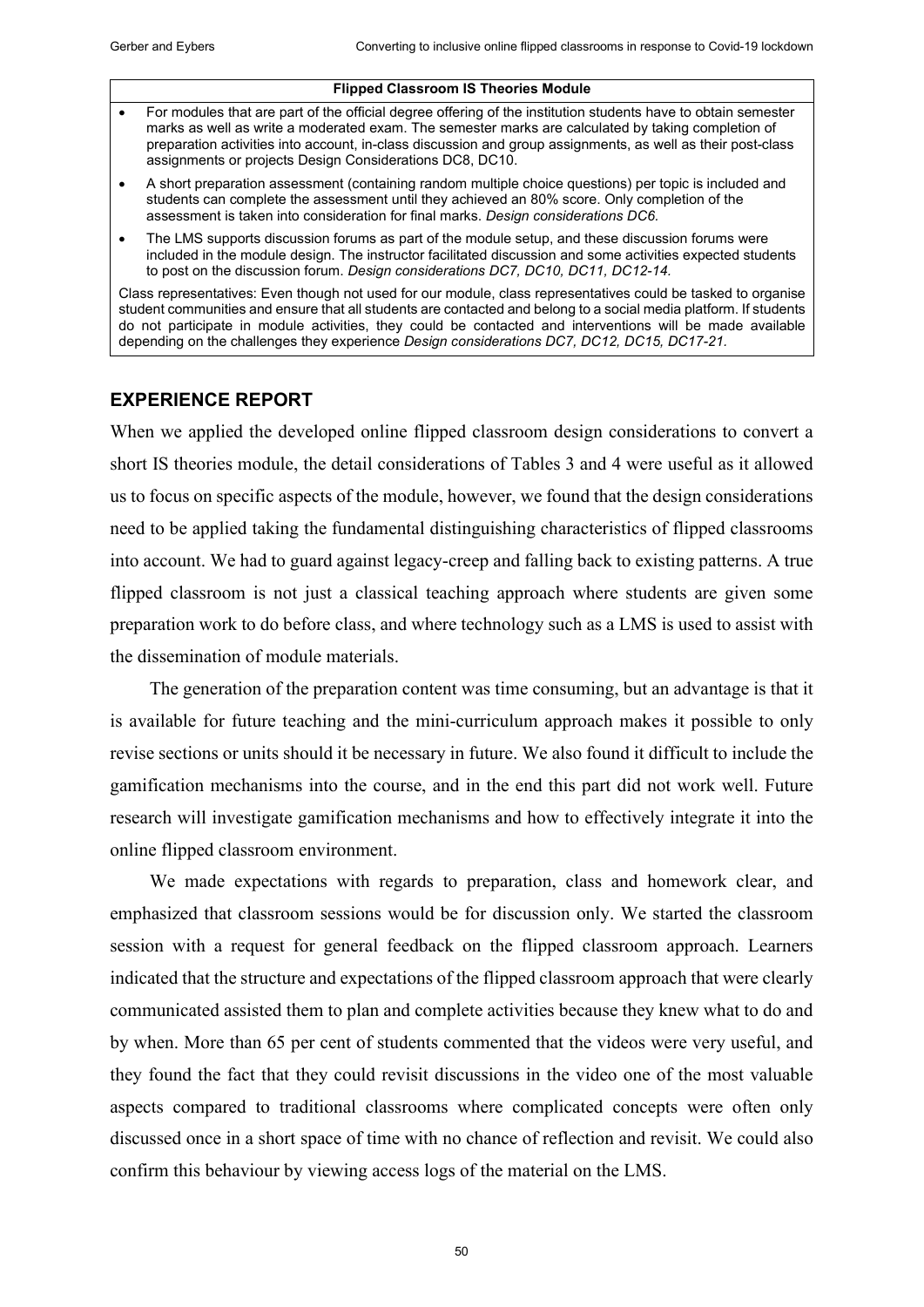| Flipped Classroom IS Theories Module |
|---|
| • For modules that are part of the official degree offering of the institution students have to obtain semester marks as well as write a moderated exam. The semester marks are calculated by taking completion of preparation activities into account, in-class discussion and group assignments, as well as their post-class assignments or projects Design Considerations DC8, DC10. |
| • A short preparation assessment (containing random multiple choice questions) per topic is included and students can complete the assessment until they achieved an 80% score. Only completion of the assessment is taken into consideration for final marks. *Design considerations DC6*. |
| • The LMS supports discussion forums as part of the module setup, and these discussion forums were included in the module design. The instructor facilitated discussion and some activities expected students to post on the discussion forum. *Design considerations DC7, DC10, DC11, DC12-14*. |
| Class representatives: Even though not used for our module, class representatives could be tasked to organise student communities and ensure that all students are contacted and belong to a social media platform. If students do not participate in module activities, they could be contacted and interventions will be made available depending on the challenges they experience *Design considerations DC7, DC12, DC15, DC17-21*. |

## EXPERIENCE REPORT

When we applied the developed online flipped classroom design considerations to convert a short IS theories module, the detail considerations of Tables 3 and 4 were useful as it allowed us to focus on specific aspects of the module, however, we found that the design considerations need to be applied taking the fundamental distinguishing characteristics of flipped classrooms into account. We had to guard against legacy-creep and falling back to existing patterns. A true flipped classroom is not just a classical teaching approach where students are given some preparation work to do before class, and where technology such as a LMS is used to assist with the dissemination of module materials.

The generation of the preparation content was time consuming, but an advantage is that it is available for future teaching and the mini-curriculum approach makes it possible to only revise sections or units should it be necessary in future. We also found it difficult to include the gamification mechanisms into the course, and in the end this part did not work well. Future research will investigate gamification mechanisms and how to effectively integrate it into the online flipped classroom environment.

We made expectations with regards to preparation, class and homework clear, and emphasized that classroom sessions would be for discussion only. We started the classroom session with a request for general feedback on the flipped classroom approach. Learners indicated that the structure and expectations of the flipped classroom approach that were clearly communicated assisted them to plan and complete activities because they knew what to do and by when. More than 65 per cent of students commented that the videos were very useful, and they found the fact that they could revisit discussions in the video one of the most valuable aspects compared to traditional classrooms where complicated concepts were often only discussed once in a short space of time with no chance of reflection and revisit. We could also confirm this behaviour by viewing access logs of the material on the LMS.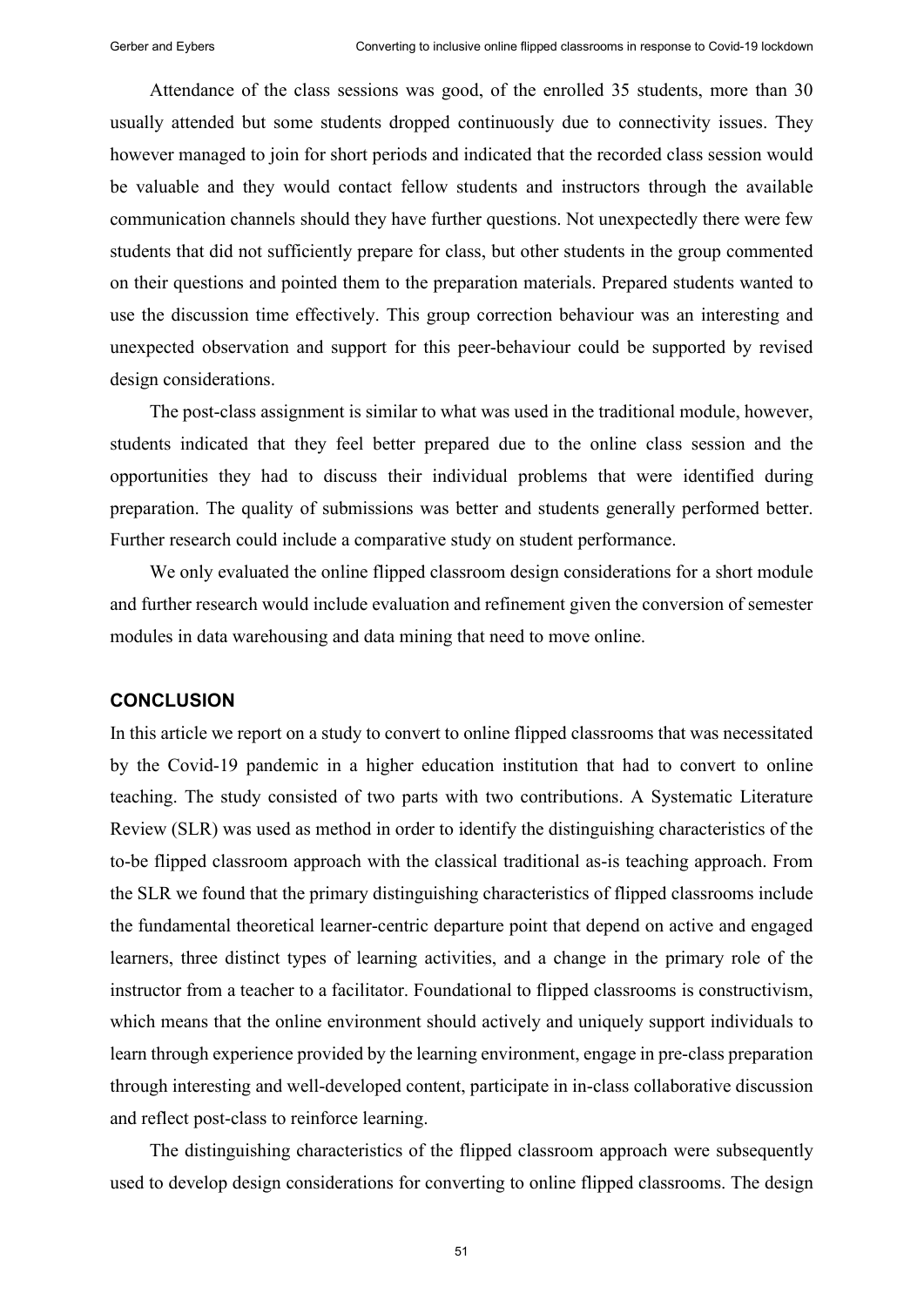Attendance of the class sessions was good, of the enrolled 35 students, more than 30 usually attended but some students dropped continuously due to connectivity issues. They however managed to join for short periods and indicated that the recorded class session would be valuable and they would contact fellow students and instructors through the available communication channels should they have further questions. Not unexpectedly there were few students that did not sufficiently prepare for class, but other students in the group commented on their questions and pointed them to the preparation materials. Prepared students wanted to use the discussion time effectively. This group correction behaviour was an interesting and unexpected observation and support for this peer-behaviour could be supported by revised design considerations.

The post-class assignment is similar to what was used in the traditional module, however, students indicated that they feel better prepared due to the online class session and the opportunities they had to discuss their individual problems that were identified during preparation. The quality of submissions was better and students generally performed better. Further research could include a comparative study on student performance.

We only evaluated the online flipped classroom design considerations for a short module and further research would include evaluation and refinement given the conversion of semester modules in data warehousing and data mining that need to move online.

## CONCLUSION

In this article we report on a study to convert to online flipped classrooms that was necessitated by the Covid-19 pandemic in a higher education institution that had to convert to online teaching. The study consisted of two parts with two contributions. A Systematic Literature Review (SLR) was used as method in order to identify the distinguishing characteristics of the to-be flipped classroom approach with the classical traditional as-is teaching approach. From the SLR we found that the primary distinguishing characteristics of flipped classrooms include the fundamental theoretical learner-centric departure point that depend on active and engaged learners, three distinct types of learning activities, and a change in the primary role of the instructor from a teacher to a facilitator. Foundational to flipped classrooms is constructivism, which means that the online environment should actively and uniquely support individuals to learn through experience provided by the learning environment, engage in pre-class preparation through interesting and well-developed content, participate in in-class collaborative discussion and reflect post-class to reinforce learning.

The distinguishing characteristics of the flipped classroom approach were subsequently used to develop design considerations for converting to online flipped classrooms. The design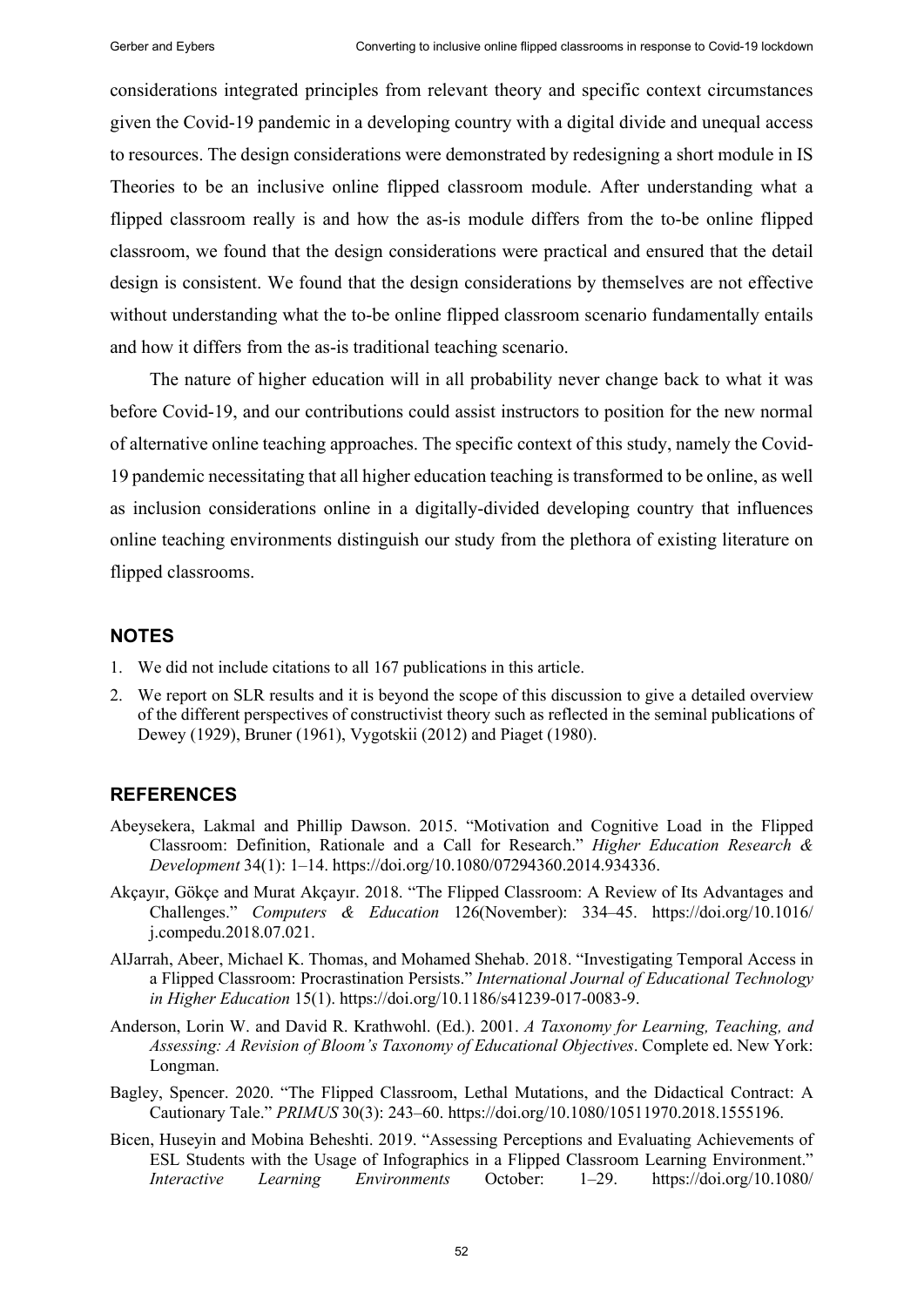considerations integrated principles from relevant theory and specific context circumstances given the Covid-19 pandemic in a developing country with a digital divide and unequal access to resources. The design considerations were demonstrated by redesigning a short module in IS Theories to be an inclusive online flipped classroom module. After understanding what a flipped classroom really is and how the as-is module differs from the to-be online flipped classroom, we found that the design considerations were practical and ensured that the detail design is consistent. We found that the design considerations by themselves are not effective without understanding what the to-be online flipped classroom scenario fundamentally entails and how it differs from the as-is traditional teaching scenario.

The nature of higher education will in all probability never change back to what it was before Covid-19, and our contributions could assist instructors to position for the new normal of alternative online teaching approaches. The specific context of this study, namely the Covid-19 pandemic necessitating that all higher education teaching is transformed to be online, as well as inclusion considerations online in a digitally-divided developing country that influences online teaching environments distinguish our study from the plethora of existing literature on flipped classrooms.

## NOTES

1. We did not include citations to all 167 publications in this article.
2. We report on SLR results and it is beyond the scope of this discussion to give a detailed overview of the different perspectives of constructivist theory such as reflected in the seminal publications of Dewey (1929), Bruner (1961), Vygotskii (2012) and Piaget (1980).

## REFERENCES

Abeysekera, Lakmal and Phillip Dawson. 2015. "Motivation and Cognitive Load in the Flipped Classroom: Definition, Rationale and a Call for Research." *Higher Education Research & Development* 34(1): 1–14. https://doi.org/10.1080/07294360.2014.934336.

Akçayır, Gökçe and Murat Akçayır. 2018. "The Flipped Classroom: A Review of Its Advantages and Challenges." *Computers & Education* 126(November): 334–45. https://doi.org/10.1016/j.compedu.2018.07.021.

AlJarrah, Abeer, Michael K. Thomas, and Mohamed Shehab. 2018. "Investigating Temporal Access in a Flipped Classroom: Procrastination Persists." *International Journal of Educational Technology in Higher Education* 15(1). https://doi.org/10.1186/s41239-017-0083-9.

Anderson, Lorin W. and David R. Krathwohl. (Ed.). 2001. *A Taxonomy for Learning, Teaching, and Assessing: A Revision of Bloom's Taxonomy of Educational Objectives*. Complete ed. New York: Longman.

Bagley, Spencer. 2020. "The Flipped Classroom, Lethal Mutations, and the Didactical Contract: A Cautionary Tale." *PRIMUS* 30(3): 243–60. https://doi.org/10.1080/10511970.2018.1555196.

Bicen, Huseyin and Mobina Beheshti. 2019. "Assessing Perceptions and Evaluating Achievements of ESL Students with the Usage of Infographics in a Flipped Classroom Learning Environment." *Interactive Learning Environments* October: 1–29. https://doi.org/10.1080/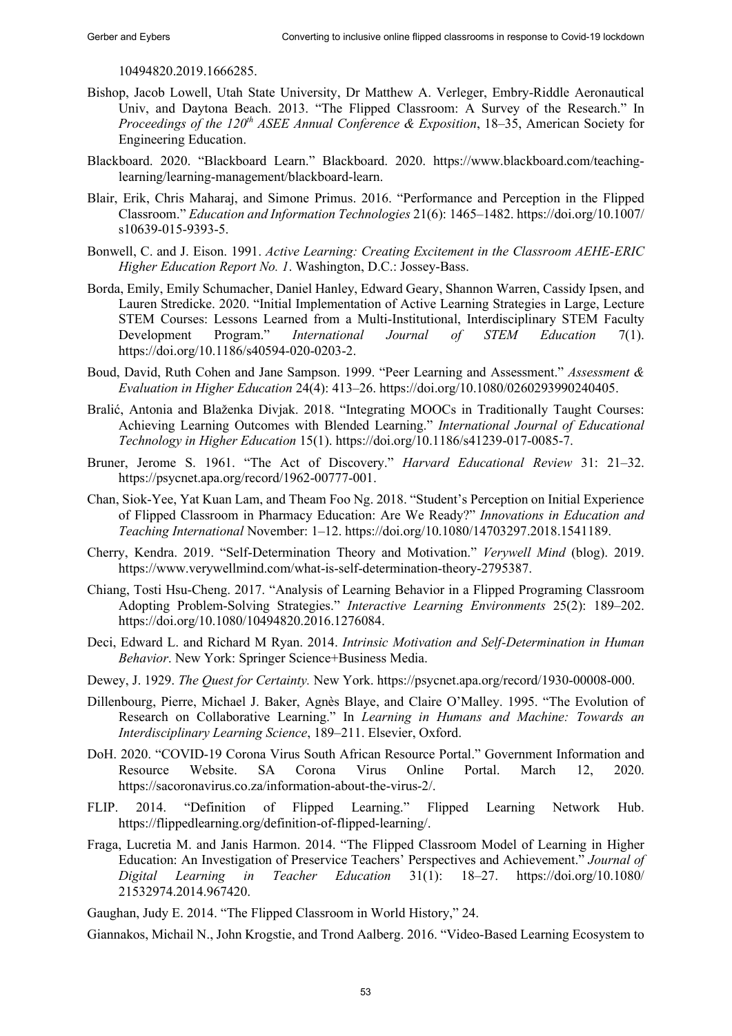10494820.2019.1666285.

Bishop, Jacob Lowell, Utah State University, Dr Matthew A. Verleger, Embry-Riddle Aeronautical Univ, and Daytona Beach. 2013. "The Flipped Classroom: A Survey of the Research." In *Proceedings of the 120th ASEE Annual Conference & Exposition*, 18–35, American Society for Engineering Education.

Blackboard. 2020. "Blackboard Learn." Blackboard. 2020. https://www.blackboard.com/teaching-learning/learning-management/blackboard-learn.

Blair, Erik, Chris Maharaj, and Simone Primus. 2016. "Performance and Perception in the Flipped Classroom." *Education and Information Technologies* 21(6): 1465–1482. https://doi.org/10.1007/s10639-015-9393-5.

Bonwell, C. and J. Eison. 1991. *Active Learning: Creating Excitement in the Classroom AEHE-ERIC Higher Education Report No. 1*. Washington, D.C.: Jossey-Bass.

Borda, Emily, Emily Schumacher, Daniel Hanley, Edward Geary, Shannon Warren, Cassidy Ipsen, and Lauren Stredicke. 2020. "Initial Implementation of Active Learning Strategies in Large, Lecture STEM Courses: Lessons Learned from a Multi-Institutional, Interdisciplinary STEM Faculty Development Program." *International Journal of STEM Education* 7(1). https://doi.org/10.1186/s40594-020-0203-2.

Boud, David, Ruth Cohen and Jane Sampson. 1999. "Peer Learning and Assessment." *Assessment & Evaluation in Higher Education* 24(4): 413–26. https://doi.org/10.1080/0260293990240405.

Bralić, Antonia and Blaženka Divjak. 2018. "Integrating MOOCs in Traditionally Taught Courses: Achieving Learning Outcomes with Blended Learning." *International Journal of Educational Technology in Higher Education* 15(1). https://doi.org/10.1186/s41239-017-0085-7.

Bruner, Jerome S. 1961. "The Act of Discovery." *Harvard Educational Review* 31: 21–32. https://psycnet.apa.org/record/1962-00777-001.

Chan, Siok-Yee, Yat Kuan Lam, and Theam Foo Ng. 2018. "Student's Perception on Initial Experience of Flipped Classroom in Pharmacy Education: Are We Ready?" *Innovations in Education and Teaching International* November: 1–12. https://doi.org/10.1080/14703297.2018.1541189.

Cherry, Kendra. 2019. "Self-Determination Theory and Motivation." *Verywell Mind* (blog). 2019. https://www.verywellmind.com/what-is-self-determination-theory-2795387.

Chiang, Tosti Hsu-Cheng. 2017. "Analysis of Learning Behavior in a Flipped Programing Classroom Adopting Problem-Solving Strategies." *Interactive Learning Environments* 25(2): 189–202. https://doi.org/10.1080/10494820.2016.1276084.

Deci, Edward L. and Richard M Ryan. 2014. *Intrinsic Motivation and Self-Determination in Human Behavior*. New York: Springer Science+Business Media.

Dewey, J. 1929. *The Quest for Certainty.* New York. https://psycnet.apa.org/record/1930-00008-000.

Dillenbourg, Pierre, Michael J. Baker, Agnès Blaye, and Claire O'Malley. 1995. "The Evolution of Research on Collaborative Learning." In *Learning in Humans and Machine: Towards an Interdisciplinary Learning Science*, 189–211. Elsevier, Oxford.

DoH. 2020. "COVID-19 Corona Virus South African Resource Portal." Government Information and Resource Website. SA Corona Virus Online Portal. March 12, 2020. https://sacoronavirus.co.za/information-about-the-virus-2/.

FLIP. 2014. "Definition of Flipped Learning." Flipped Learning Network Hub. https://flippedlearning.org/definition-of-flipped-learning/.

Fraga, Lucretia M. and Janis Harmon. 2014. "The Flipped Classroom Model of Learning in Higher Education: An Investigation of Preservice Teachers' Perspectives and Achievement." *Journal of Digital Learning in Teacher Education* 31(1): 18–27. https://doi.org/10.1080/21532974.2014.967420.

Gaughan, Judy E. 2014. "The Flipped Classroom in World History," 24.

Giannakos, Michail N., John Krogstie, and Trond Aalberg. 2016. "Video-Based Learning Ecosystem to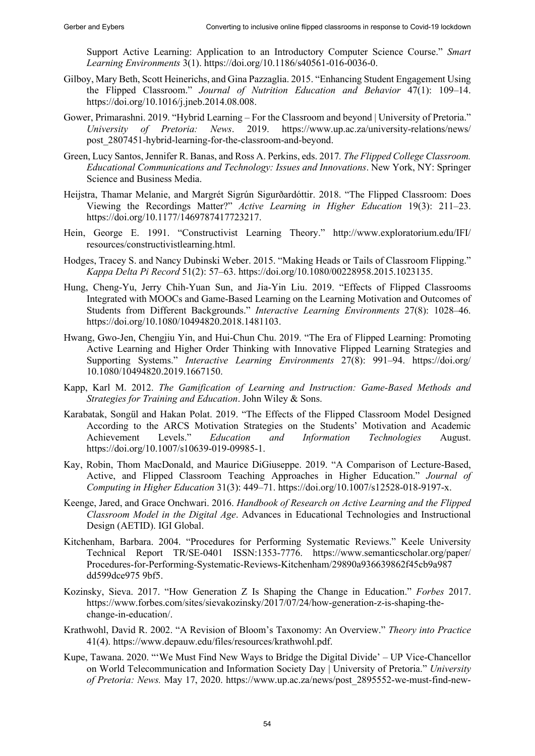Support Active Learning: Application to an Introductory Computer Science Course." *Smart Learning Environments* 3(1). https://doi.org/10.1186/s40561-016-0036-0.

Gilboy, Mary Beth, Scott Heinerichs, and Gina Pazzaglia. 2015. "Enhancing Student Engagement Using the Flipped Classroom." *Journal of Nutrition Education and Behavior* 47(1): 109–14. https://doi.org/10.1016/j.jneb.2014.08.008.

Gower, Primarashni. 2019. "Hybrid Learning – For the Classroom and beyond | University of Pretoria." *University of Pretoria: News*. 2019. https://www.up.ac.za/university-relations/news/post_2807451-hybrid-learning-for-the-classroom-and-beyond.

Green, Lucy Santos, Jennifer R. Banas, and Ross A. Perkins, eds. 2017. *The Flipped College Classroom. Educational Communications and Technology: Issues and Innovations*. New York, NY: Springer Science and Business Media.

Heijstra, Thamar Melanie, and Margrét Sigrún Sigurðardóttir. 2018. "The Flipped Classroom: Does Viewing the Recordings Matter?" *Active Learning in Higher Education* 19(3): 211–23. https://doi.org/10.1177/1469787417723217.

Hein, George E. 1991. "Constructivist Learning Theory." http://www.exploratorium.edu/IFI/resources/constructivistlearning.html.

Hodges, Tracey S. and Nancy Dubinski Weber. 2015. "Making Heads or Tails of Classroom Flipping." *Kappa Delta Pi Record* 51(2): 57–63. https://doi.org/10.1080/00228958.2015.1023135.

Hung, Cheng-Yu, Jerry Chih-Yuan Sun, and Jia-Yin Liu. 2019. "Effects of Flipped Classrooms Integrated with MOOCs and Game-Based Learning on the Learning Motivation and Outcomes of Students from Different Backgrounds." *Interactive Learning Environments* 27(8): 1028–46. https://doi.org/10.1080/10494820.2018.1481103.

Hwang, Gwo-Jen, Chengjiu Yin, and Hui-Chun Chu. 2019. "The Era of Flipped Learning: Promoting Active Learning and Higher Order Thinking with Innovative Flipped Learning Strategies and Supporting Systems." *Interactive Learning Environments* 27(8): 991–94. https://doi.org/10.1080/10494820.2019.1667150.

Kapp, Karl M. 2012. *The Gamification of Learning and Instruction: Game-Based Methods and Strategies for Training and Education*. John Wiley & Sons.

Karabatak, Songül and Hakan Polat. 2019. "The Effects of the Flipped Classroom Model Designed According to the ARCS Motivation Strategies on the Students' Motivation and Academic Achievement Levels." *Education and Information Technologies* August. https://doi.org/10.1007/s10639-019-09985-1.

Kay, Robin, Thom MacDonald, and Maurice DiGiuseppe. 2019. "A Comparison of Lecture-Based, Active, and Flipped Classroom Teaching Approaches in Higher Education." *Journal of Computing in Higher Education* 31(3): 449–71. https://doi.org/10.1007/s12528-018-9197-x.

Keenge, Jared, and Grace Onchwari. 2016. *Handbook of Research on Active Learning and the Flipped Classroom Model in the Digital Age*. Advances in Educational Technologies and Instructional Design (AETID). IGI Global.

Kitchenham, Barbara. 2004. "Procedures for Performing Systematic Reviews." Keele University Technical Report TR/SE-0401 ISSN:1353-7776. https://www.semanticscholar.org/paper/Procedures-for-Performing-Systematic-Reviews-Kitchenham/29890a936639862f45cb9a987dd599dce975 9bf5.

Kozinsky, Sieva. 2017. "How Generation Z Is Shaping the Change in Education." *Forbes* 2017. https://www.forbes.com/sites/sievakozinsky/2017/07/24/how-generation-z-is-shaping-the-change-in-education/.

Krathwohl, David R. 2002. "A Revision of Bloom's Taxonomy: An Overview." *Theory into Practice* 41(4). https://www.depauw.edu/files/resources/krathwohl.pdf.

Kupe, Tawana. 2020. "'We Must Find New Ways to Bridge the Digital Divide' – UP Vice-Chancellor on World Telecommunication and Information Society Day | University of Pretoria." *University of Pretoria: News.* May 17, 2020. https://www.up.ac.za/news/post_2895552-we-must-find-new-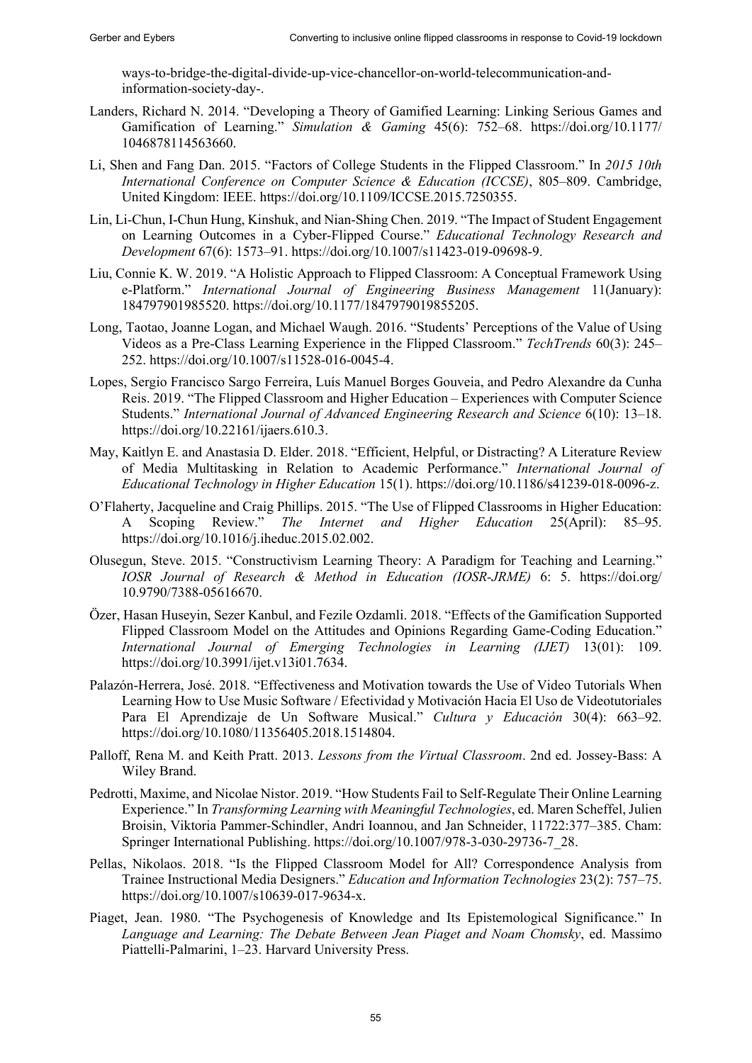ways-to-bridge-the-digital-divide-up-vice-chancellor-on-world-telecommunication-and-information-society-day-.

Landers, Richard N. 2014. "Developing a Theory of Gamified Learning: Linking Serious Games and Gamification of Learning." *Simulation & Gaming* 45(6): 752–68. https://doi.org/10.1177/1046878114563660.

Li, Shen and Fang Dan. 2015. "Factors of College Students in the Flipped Classroom." In *2015 10th International Conference on Computer Science & Education (ICCSE)*, 805–809. Cambridge, United Kingdom: IEEE. https://doi.org/10.1109/ICCSE.2015.7250355.

Lin, Li-Chun, I-Chun Hung, Kinshuk, and Nian-Shing Chen. 2019. "The Impact of Student Engagement on Learning Outcomes in a Cyber-Flipped Course." *Educational Technology Research and Development* 67(6): 1573–91. https://doi.org/10.1007/s11423-019-09698-9.

Liu, Connie K. W. 2019. "A Holistic Approach to Flipped Classroom: A Conceptual Framework Using e-Platform." *International Journal of Engineering Business Management* 11(January): 184797901985520. https://doi.org/10.1177/1847979019855205.

Long, Taotao, Joanne Logan, and Michael Waugh. 2016. "Students' Perceptions of the Value of Using Videos as a Pre-Class Learning Experience in the Flipped Classroom." *TechTrends* 60(3): 245–252. https://doi.org/10.1007/s11528-016-0045-4.

Lopes, Sergio Francisco Sargo Ferreira, Luís Manuel Borges Gouveia, and Pedro Alexandre da Cunha Reis. 2019. "The Flipped Classroom and Higher Education – Experiences with Computer Science Students." *International Journal of Advanced Engineering Research and Science* 6(10): 13–18. https://doi.org/10.22161/ijaers.610.3.

May, Kaitlyn E. and Anastasia D. Elder. 2018. "Efficient, Helpful, or Distracting? A Literature Review of Media Multitasking in Relation to Academic Performance." *International Journal of Educational Technology in Higher Education* 15(1). https://doi.org/10.1186/s41239-018-0096-z.

O'Flaherty, Jacqueline and Craig Phillips. 2015. "The Use of Flipped Classrooms in Higher Education: A Scoping Review." *The Internet and Higher Education* 25(April): 85–95. https://doi.org/10.1016/j.iheduc.2015.02.002.

Olusegun, Steve. 2015. "Constructivism Learning Theory: A Paradigm for Teaching and Learning." *IOSR Journal of Research & Method in Education (IOSR-JRME)* 6: 5. https://doi.org/10.9790/7388-05616670.

Özer, Hasan Huseyin, Sezer Kanbul, and Fezile Ozdamli. 2018. "Effects of the Gamification Supported Flipped Classroom Model on the Attitudes and Opinions Regarding Game-Coding Education." *International Journal of Emerging Technologies in Learning (IJET)* 13(01): 109. https://doi.org/10.3991/ijet.v13i01.7634.

Palazón-Herrera, José. 2018. "Effectiveness and Motivation towards the Use of Video Tutorials When Learning How to Use Music Software / Efectividad y Motivación Hacia El Uso de Videotutoriales Para El Aprendizaje de Un Software Musical." *Cultura y Educación* 30(4): 663–92. https://doi.org/10.1080/11356405.2018.1514804.

Palloff, Rena M. and Keith Pratt. 2013. *Lessons from the Virtual Classroom*. 2nd ed. Jossey-Bass: A Wiley Brand.

Pedrotti, Maxime, and Nicolae Nistor. 2019. "How Students Fail to Self-Regulate Their Online Learning Experience." In *Transforming Learning with Meaningful Technologies*, ed. Maren Scheffel, Julien Broisin, Viktoria Pammer-Schindler, Andri Ioannou, and Jan Schneider, 11722:377–385. Cham: Springer International Publishing. https://doi.org/10.1007/978-3-030-29736-7_28.

Pellas, Nikolaos. 2018. "Is the Flipped Classroom Model for All? Correspondence Analysis from Trainee Instructional Media Designers." *Education and Information Technologies* 23(2): 757–75. https://doi.org/10.1007/s10639-017-9634-x.

Piaget, Jean. 1980. "The Psychogenesis of Knowledge and Its Epistemological Significance." In *Language and Learning: The Debate Between Jean Piaget and Noam Chomsky*, ed. Massimo Piattelli-Palmarini, 1–23. Harvard University Press.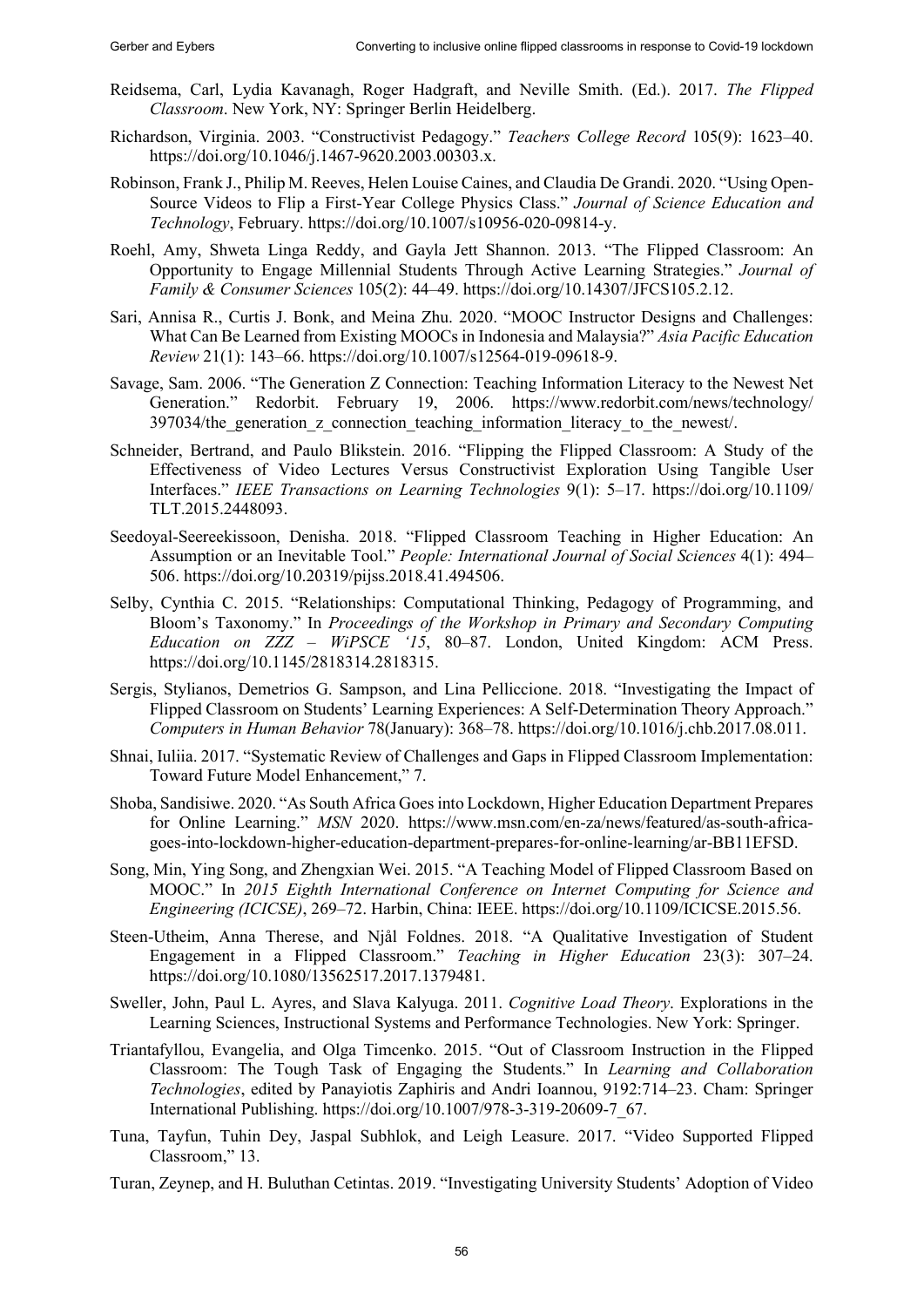Reidsema, Carl, Lydia Kavanagh, Roger Hadgraft, and Neville Smith. (Ed.). 2017. *The Flipped Classroom*. New York, NY: Springer Berlin Heidelberg.

Richardson, Virginia. 2003. "Constructivist Pedagogy." *Teachers College Record* 105(9): 1623–40. https://doi.org/10.1046/j.1467-9620.2003.00303.x.

Robinson, Frank J., Philip M. Reeves, Helen Louise Caines, and Claudia De Grandi. 2020. "Using Open-Source Videos to Flip a First-Year College Physics Class." *Journal of Science Education and Technology*, February. https://doi.org/10.1007/s10956-020-09814-y.

Roehl, Amy, Shweta Linga Reddy, and Gayla Jett Shannon. 2013. "The Flipped Classroom: An Opportunity to Engage Millennial Students Through Active Learning Strategies." *Journal of Family & Consumer Sciences* 105(2): 44–49. https://doi.org/10.14307/JFCS105.2.12.

Sari, Annisa R., Curtis J. Bonk, and Meina Zhu. 2020. "MOOC Instructor Designs and Challenges: What Can Be Learned from Existing MOOCs in Indonesia and Malaysia?" *Asia Pacific Education Review* 21(1): 143–66. https://doi.org/10.1007/s12564-019-09618-9.

Savage, Sam. 2006. "The Generation Z Connection: Teaching Information Literacy to the Newest Net Generation." Redorbit. February 19, 2006. https://www.redorbit.com/news/technology/397034/the_generation_z_connection_teaching_information_literacy_to_the_newest/.

Schneider, Bertrand, and Paulo Blikstein. 2016. "Flipping the Flipped Classroom: A Study of the Effectiveness of Video Lectures Versus Constructivist Exploration Using Tangible User Interfaces." *IEEE Transactions on Learning Technologies* 9(1): 5–17. https://doi.org/10.1109/TLT.2015.2448093.

Seedoyal-Seereekissoon, Denisha. 2018. "Flipped Classroom Teaching in Higher Education: An Assumption or an Inevitable Tool." *People: International Journal of Social Sciences* 4(1): 494–506. https://doi.org/10.20319/pijss.2018.41.494506.

Selby, Cynthia C. 2015. "Relationships: Computational Thinking, Pedagogy of Programming, and Bloom's Taxonomy." In *Proceedings of the Workshop in Primary and Secondary Computing Education on ZZZ – WiPSCE '15*, 80–87. London, United Kingdom: ACM Press. https://doi.org/10.1145/2818314.2818315.

Sergis, Stylianos, Demetrios G. Sampson, and Lina Pelliccione. 2018. "Investigating the Impact of Flipped Classroom on Students' Learning Experiences: A Self-Determination Theory Approach." *Computers in Human Behavior* 78(January): 368–78. https://doi.org/10.1016/j.chb.2017.08.011.

Shnai, Iuliia. 2017. "Systematic Review of Challenges and Gaps in Flipped Classroom Implementation: Toward Future Model Enhancement," 7.

Shoba, Sandisiwe. 2020. "As South Africa Goes into Lockdown, Higher Education Department Prepares for Online Learning." *MSN* 2020. https://www.msn.com/en-za/news/featured/as-south-africa-goes-into-lockdown-higher-education-department-prepares-for-online-learning/ar-BB11EFSD.

Song, Min, Ying Song, and Zhengxian Wei. 2015. "A Teaching Model of Flipped Classroom Based on MOOC." In *2015 Eighth International Conference on Internet Computing for Science and Engineering (ICICSE)*, 269–72. Harbin, China: IEEE. https://doi.org/10.1109/ICICSE.2015.56.

Steen-Utheim, Anna Therese, and Njål Foldnes. 2018. "A Qualitative Investigation of Student Engagement in a Flipped Classroom." *Teaching in Higher Education* 23(3): 307–24. https://doi.org/10.1080/13562517.2017.1379481.

Sweller, John, Paul L. Ayres, and Slava Kalyuga. 2011. *Cognitive Load Theory*. Explorations in the Learning Sciences, Instructional Systems and Performance Technologies. New York: Springer.

Triantafyllou, Evangelia, and Olga Timcenko. 2015. "Out of Classroom Instruction in the Flipped Classroom: The Tough Task of Engaging the Students." In *Learning and Collaboration Technologies*, edited by Panayiotis Zaphiris and Andri Ioannou, 9192:714–23. Cham: Springer International Publishing. https://doi.org/10.1007/978-3-319-20609-7_67.

Tuna, Tayfun, Tuhin Dey, Jaspal Subhlok, and Leigh Leasure. 2017. "Video Supported Flipped Classroom," 13.

Turan, Zeynep, and H. Buluthan Cetintas. 2019. "Investigating University Students' Adoption of Video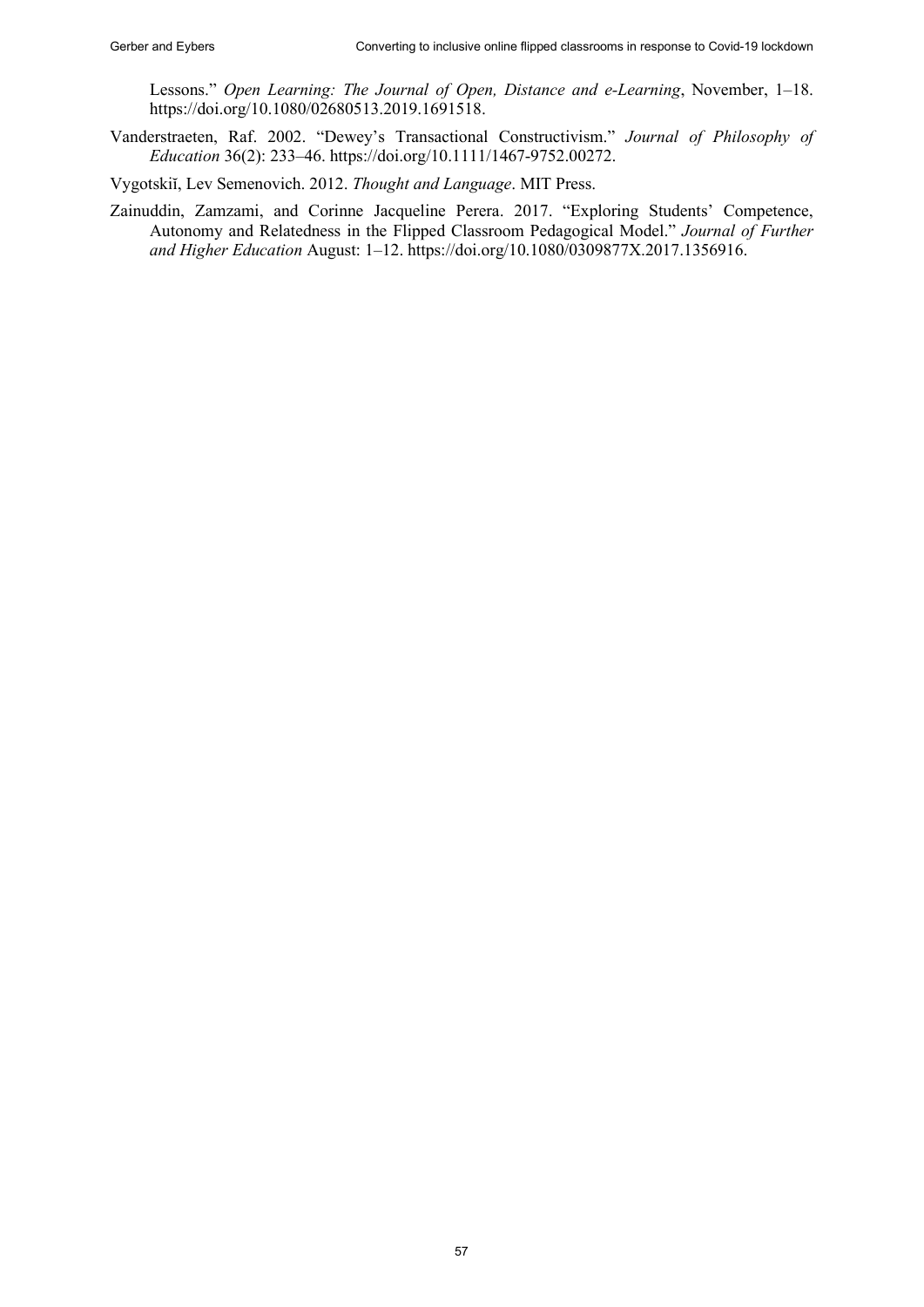Lessons." *Open Learning: The Journal of Open, Distance and e-Learning*, November, 1–18. https://doi.org/10.1080/02680513.2019.1691518.

Vanderstraeten, Raf. 2002. "Dewey's Transactional Constructivism." *Journal of Philosophy of Education* 36(2): 233–46. https://doi.org/10.1111/1467-9752.00272.

Vygotskiĭ, Lev Semenovich. 2012. *Thought and Language*. MIT Press.

Zainuddin, Zamzami, and Corinne Jacqueline Perera. 2017. "Exploring Students' Competence, Autonomy and Relatedness in the Flipped Classroom Pedagogical Model." *Journal of Further and Higher Education* August: 1–12. https://doi.org/10.1080/0309877X.2017.1356916.